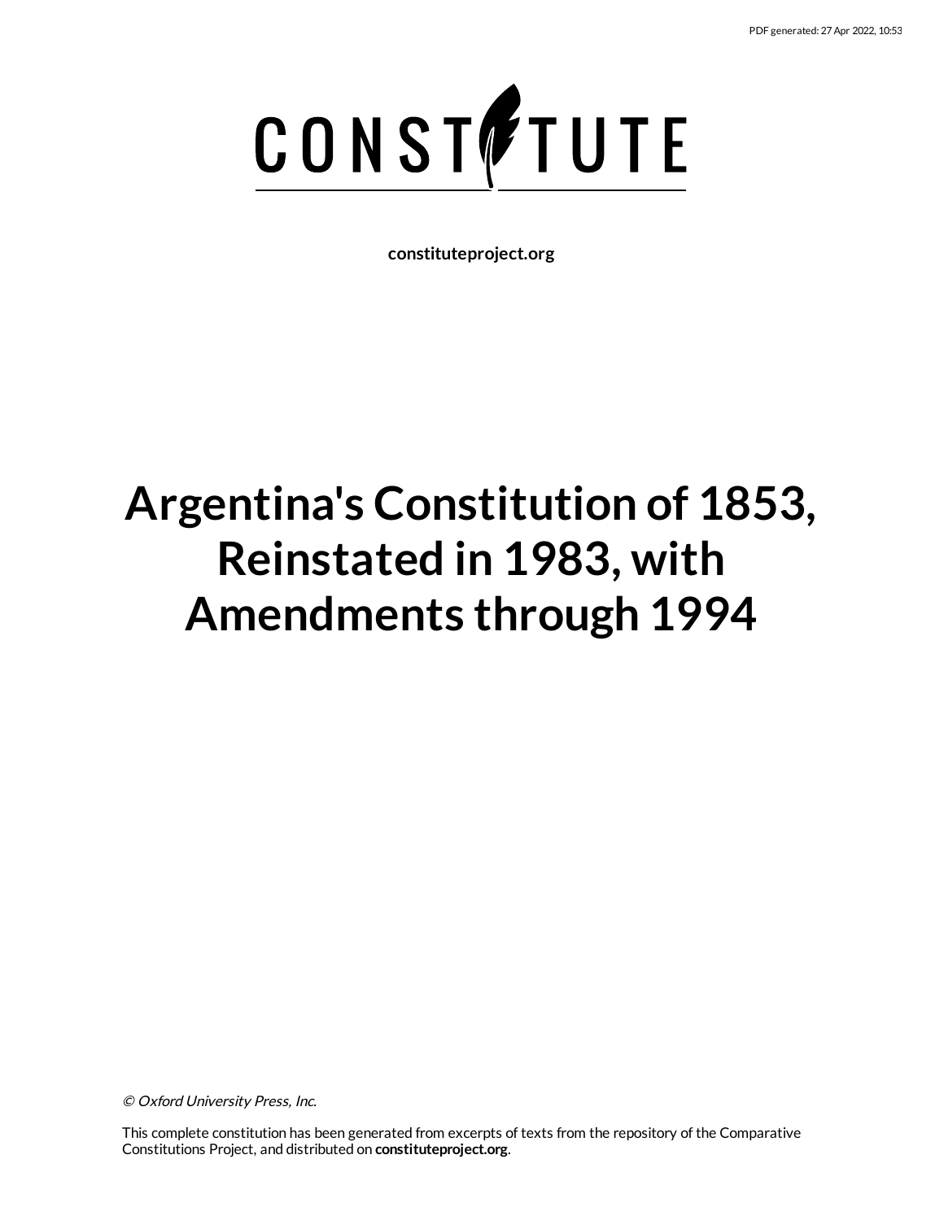CONSTITUTE

**constituteproject.org**

# Argentina's Constitution of 1853, Reinstated in 1983, with Amendments through 1994

*© Oxford University Press, Inc.*

This complete constitution has been generated from excerpts of texts from the repository of the Comparative Constitutions Project, and distributed on **constituteproject.org**.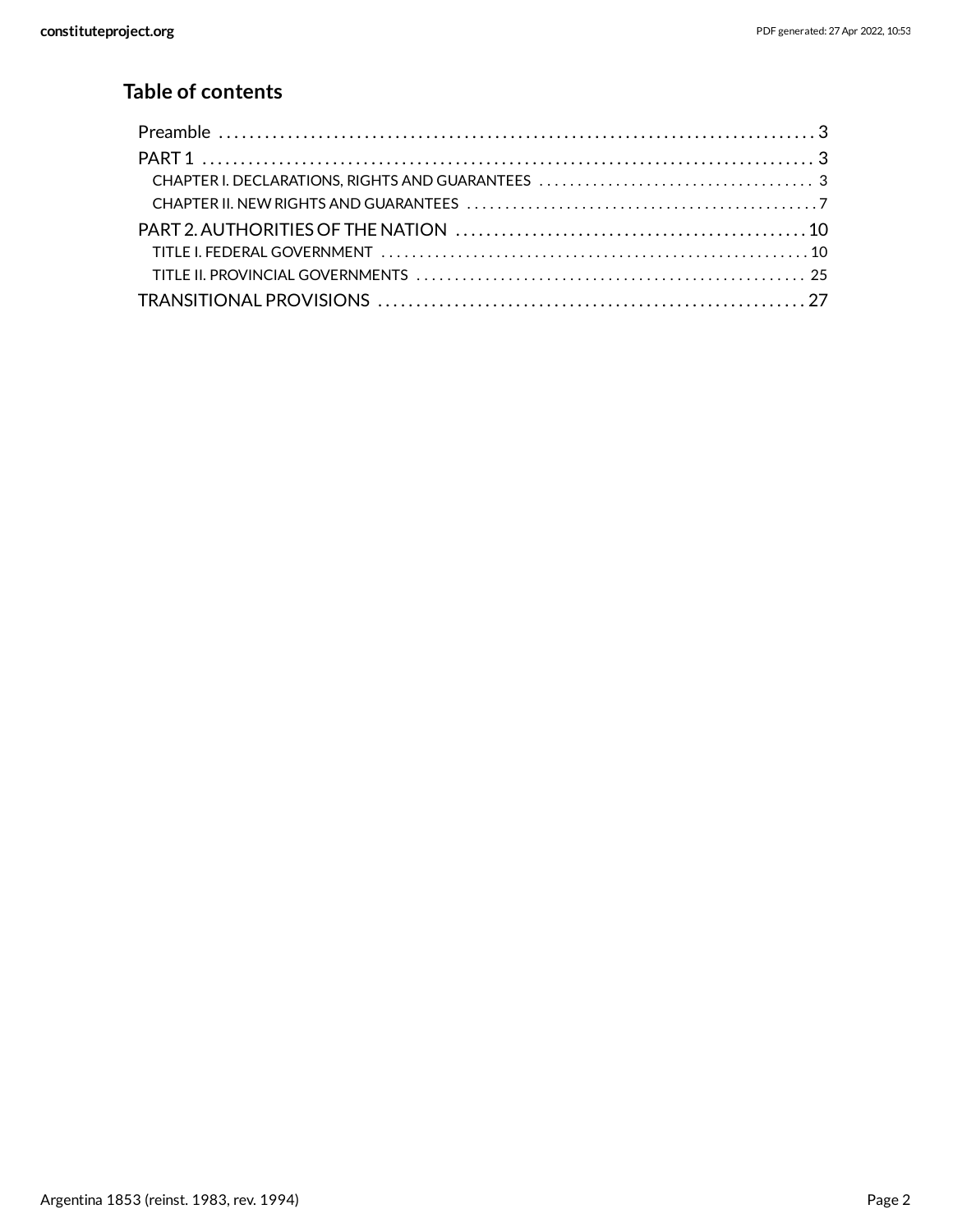## Table of contents

- Preamble . . . . . . . . . . 3
- PART 1 . . . . . . . . . . 3
  - CHAPTER I. DECLARATIONS, RIGHTS AND GUARANTEES . . . . . . . . . . 3
  - CHAPTER II. NEW RIGHTS AND GUARANTEES . . . . . . . . . . 7
- PART 2. AUTHORITIES OF THE NATION . . . . . . . . . . 10
  - TITLE I. FEDERAL GOVERNMENT . . . . . . . . . . 10
  - TITLE II. PROVINCIAL GOVERNMENTS . . . . . . . . . . 25
- TRANSITIONAL PROVISIONS . . . . . . . . . . 27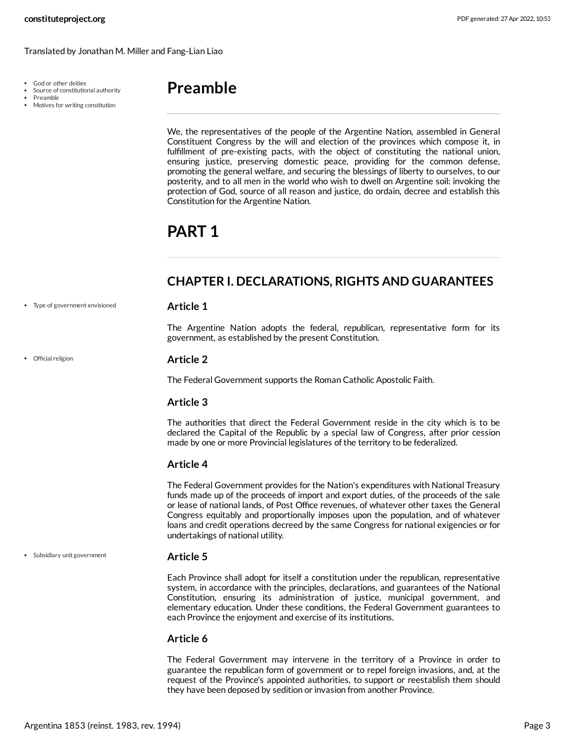Translated by Jonathan M. Miller and Fang-Lian Liao

- God or other deities
- Source of constitutional authority
- Preamble
- Motives for writing constitution

# Preamble

We, the representatives of the people of the Argentine Nation, assembled in General Constituent Congress by the will and election of the provinces which compose it, in fulfillment of pre-existing pacts, with the object of constituting the national union, ensuring justice, preserving domestic peace, providing for the common defense, promoting the general welfare, and securing the blessings of liberty to ourselves, to our posterity, and to all men in the world who wish to dwell on Argentine soil: invoking the protection of God, source of all reason and justice, do ordain, decree and establish this Constitution for the Argentine Nation.

# PART 1

## CHAPTER I. DECLARATIONS, RIGHTS AND GUARANTEES

- Type of government envisioned

### Article 1

The Argentine Nation adopts the federal, republican, representative form for its government, as established by the present Constitution.

- Official religion

### Article 2

The Federal Government supports the Roman Catholic Apostolic Faith.

### Article 3

The authorities that direct the Federal Government reside in the city which is to be declared the Capital of the Republic by a special law of Congress, after prior cession made by one or more Provincial legislatures of the territory to be federalized.

### Article 4

The Federal Government provides for the Nation's expenditures with National Treasury funds made up of the proceeds of import and export duties, of the proceeds of the sale or lease of national lands, of Post Office revenues, of whatever other taxes the General Congress equitably and proportionally imposes upon the population, and of whatever loans and credit operations decreed by the same Congress for national exigencies or for undertakings of national utility.

- Subsidiary unit government

### Article 5

Each Province shall adopt for itself a constitution under the republican, representative system, in accordance with the principles, declarations, and guarantees of the National Constitution, ensuring its administration of justice, municipal government, and elementary education. Under these conditions, the Federal Government guarantees to each Province the enjoyment and exercise of its institutions.

### Article 6

The Federal Government may intervene in the territory of a Province in order to guarantee the republican form of government or to repel foreign invasions, and, at the request of the Province's appointed authorities, to support or reestablish them should they have been deposed by sedition or invasion from another Province.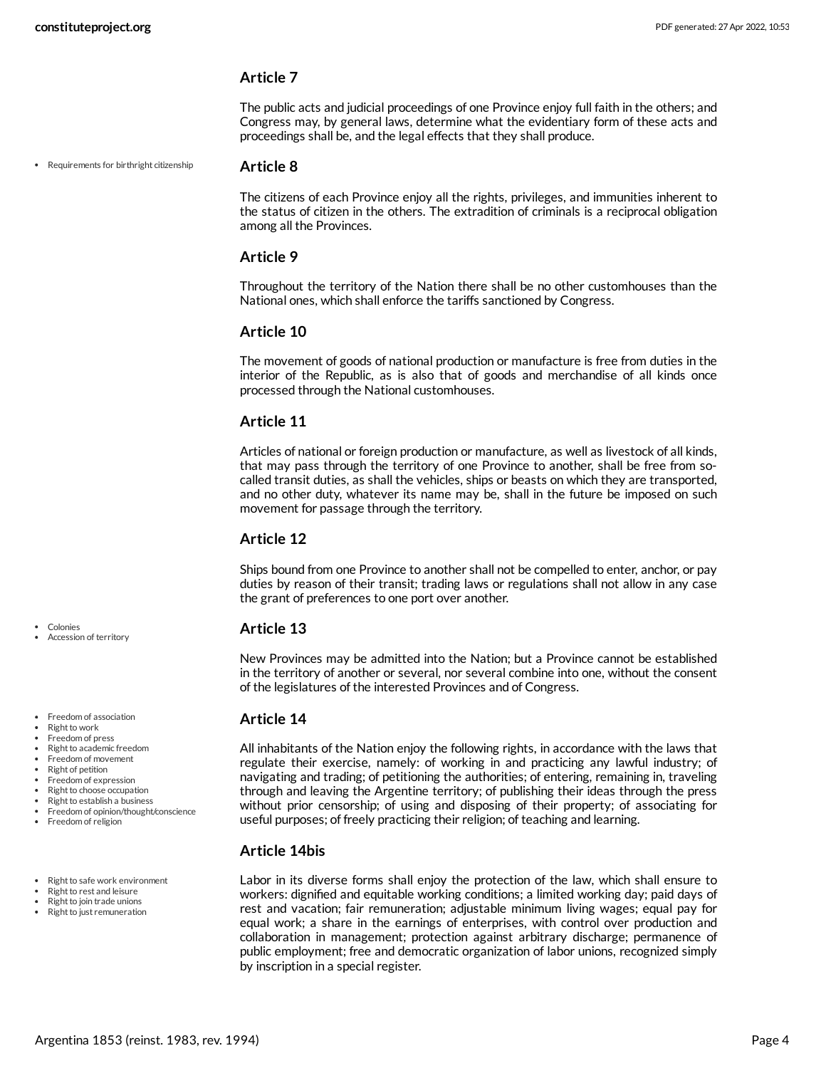## Article 7

The public acts and judicial proceedings of one Province enjoy full faith in the others; and Congress may, by general laws, determine what the evidentiary form of these acts and proceedings shall be, and the legal effects that they shall produce.

- Requirements for birthright citizenship

## Article 8

The citizens of each Province enjoy all the rights, privileges, and immunities inherent to the status of citizen in the others. The extradition of criminals is a reciprocal obligation among all the Provinces.

## Article 9

Throughout the territory of the Nation there shall be no other customhouses than the National ones, which shall enforce the tariffs sanctioned by Congress.

## Article 10

The movement of goods of national production or manufacture is free from duties in the interior of the Republic, as is also that of goods and merchandise of all kinds once processed through the National customhouses.

## Article 11

Articles of national or foreign production or manufacture, as well as livestock of all kinds, that may pass through the territory of one Province to another, shall be free from so-called transit duties, as shall the vehicles, ships or beasts on which they are transported, and no other duty, whatever its name may be, shall in the future be imposed on such movement for passage through the territory.

## Article 12

Ships bound from one Province to another shall not be compelled to enter, anchor, or pay duties by reason of their transit; trading laws or regulations shall not allow in any case the grant of preferences to one port over another.

- Colonies
- Accession of territory

## Article 13

New Provinces may be admitted into the Nation; but a Province cannot be established in the territory of another or several, nor several combine into one, without the consent of the legislatures of the interested Provinces and of Congress.

- Freedom of association
- Right to work
- Freedom of press
- Right to academic freedom
- Freedom of movement
- Right of petition
- Freedom of expression
- Right to choose occupation
- Right to establish a business
- Freedom of opinion/thought/conscience
- Freedom of religion

## Article 14

All inhabitants of the Nation enjoy the following rights, in accordance with the laws that regulate their exercise, namely: of working in and practicing any lawful industry; of navigating and trading; of petitioning the authorities; of entering, remaining in, traveling through and leaving the Argentine territory; of publishing their ideas through the press without prior censorship; of using and disposing of their property; of associating for useful purposes; of freely practicing their religion; of teaching and learning.

- Right to safe work environment
- Right to rest and leisure
- Right to join trade unions
- Right to just remuneration

## Article 14bis

Labor in its diverse forms shall enjoy the protection of the law, which shall ensure to workers: dignified and equitable working conditions; a limited working day; paid days of rest and vacation; fair remuneration; adjustable minimum living wages; equal pay for equal work; a share in the earnings of enterprises, with control over production and collaboration in management; protection against arbitrary discharge; permanence of public employment; free and democratic organization of labor unions, recognized simply by inscription in a special register.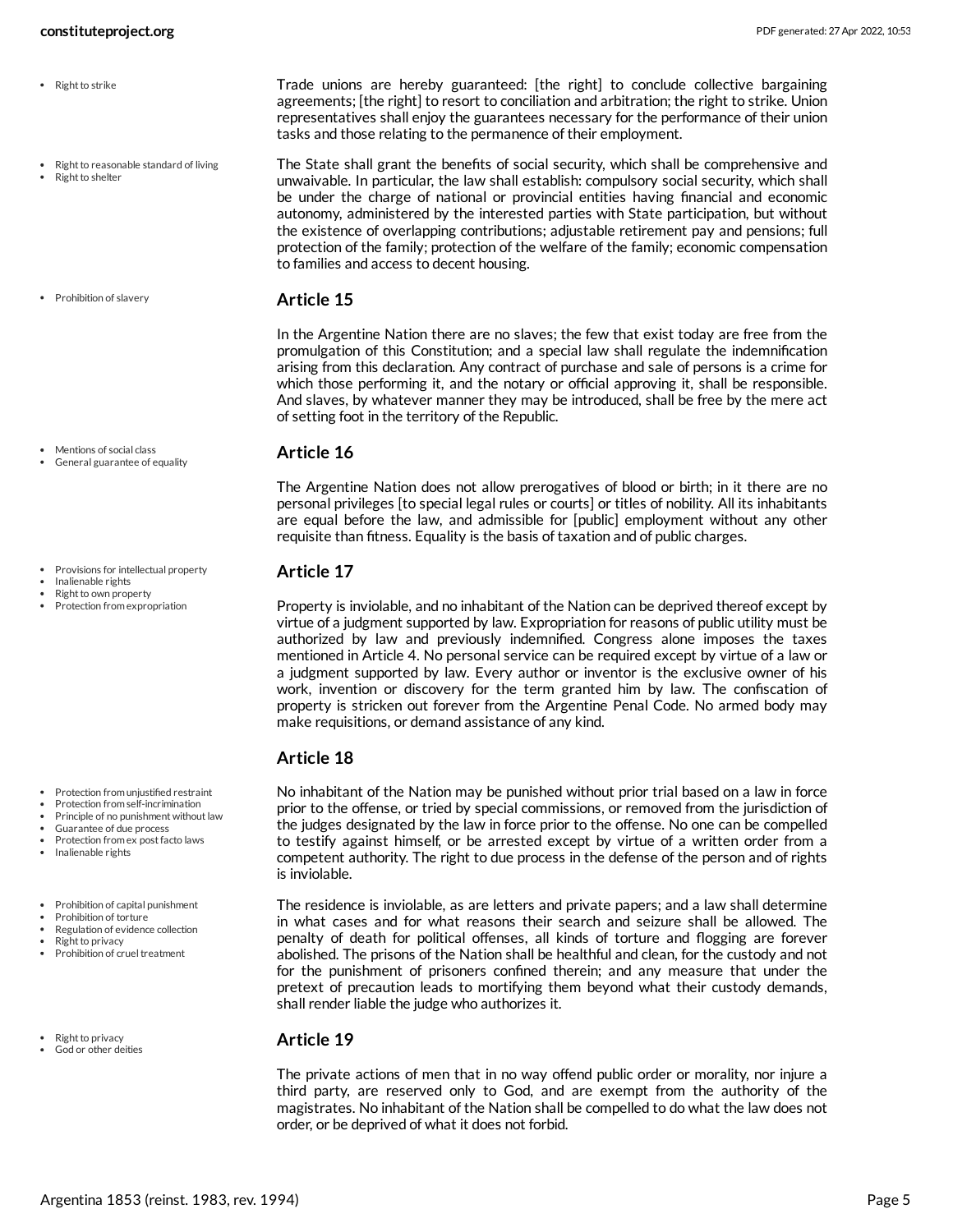- Right to strike

Trade unions are hereby guaranteed: [the right] to conclude collective bargaining agreements; [the right] to resort to conciliation and arbitration; the right to strike. Union representatives shall enjoy the guarantees necessary for the performance of their union tasks and those relating to the permanence of their employment.

- Right to reasonable standard of living
- Right to shelter

The State shall grant the benefits of social security, which shall be comprehensive and unwaivable. In particular, the law shall establish: compulsory social security, which shall be under the charge of national or provincial entities having financial and economic autonomy, administered by the interested parties with State participation, but without the existence of overlapping contributions; adjustable retirement pay and pensions; full protection of the family; protection of the welfare of the family; economic compensation to families and access to decent housing.

- Prohibition of slavery

## Article 15

In the Argentine Nation there are no slaves; the few that exist today are free from the promulgation of this Constitution; and a special law shall regulate the indemnification arising from this declaration. Any contract of purchase and sale of persons is a crime for which those performing it, and the notary or official approving it, shall be responsible. And slaves, by whatever manner they may be introduced, shall be free by the mere act of setting foot in the territory of the Republic.

- Mentions of social class
- General guarantee of equality

## Article 16

The Argentine Nation does not allow prerogatives of blood or birth; in it there are no personal privileges [to special legal rules or courts] or titles of nobility. All its inhabitants are equal before the law, and admissible for [public] employment without any other requisite than fitness. Equality is the basis of taxation and of public charges.

- Provisions for intellectual property
- Inalienable rights
- Right to own property
- Protection from expropriation

## Article 17

Property is inviolable, and no inhabitant of the Nation can be deprived thereof except by virtue of a judgment supported by law. Expropriation for reasons of public utility must be authorized by law and previously indemnified. Congress alone imposes the taxes mentioned in Article 4. No personal service can be required except by virtue of a law or a judgment supported by law. Every author or inventor is the exclusive owner of his work, invention or discovery for the term granted him by law. The confiscation of property is stricken out forever from the Argentine Penal Code. No armed body may make requisitions, or demand assistance of any kind.

## Article 18

- Protection from unjustified restraint
- Protection from self-incrimination
- Principle of no punishment without law
- Guarantee of due process
- Protection from ex post facto laws
- Inalienable rights

No inhabitant of the Nation may be punished without prior trial based on a law in force prior to the offense, or tried by special commissions, or removed from the jurisdiction of the judges designated by the law in force prior to the offense. No one can be compelled to testify against himself, or be arrested except by virtue of a written order from a competent authority. The right to due process in the defense of the person and of rights is inviolable.

- Prohibition of capital punishment
- Prohibition of torture
- Regulation of evidence collection
- Right to privacy
- Prohibition of cruel treatment

The residence is inviolable, as are letters and private papers; and a law shall determine in what cases and for what reasons their search and seizure shall be allowed. The penalty of death for political offenses, all kinds of torture and flogging are forever abolished. The prisons of the Nation shall be healthful and clean, for the custody and not for the punishment of prisoners confined therein; and any measure that under the pretext of precaution leads to mortifying them beyond what their custody demands, shall render liable the judge who authorizes it.

- Right to privacy
- God or other deities

## Article 19

The private actions of men that in no way offend public order or morality, nor injure a third party, are reserved only to God, and are exempt from the authority of the magistrates. No inhabitant of the Nation shall be compelled to do what the law does not order, or be deprived of what it does not forbid.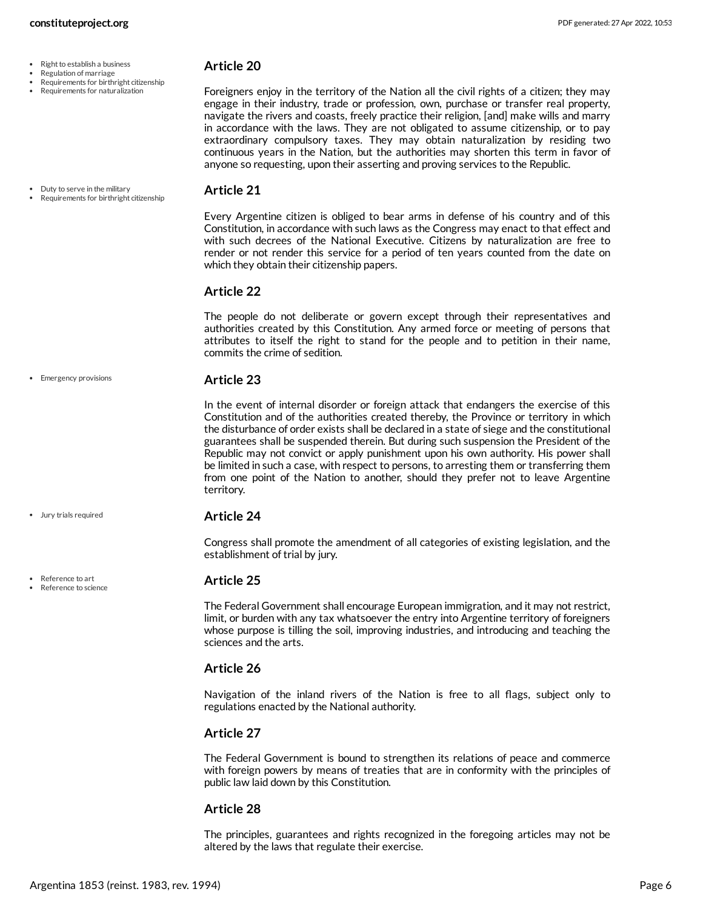- Right to establish a business
- Regulation of marriage
- Requirements for birthright citizenship
- Requirements for naturalization

### Article 20

Foreigners enjoy in the territory of the Nation all the civil rights of a citizen; they may engage in their industry, trade or profession, own, purchase or transfer real property, navigate the rivers and coasts, freely practice their religion, [and] make wills and marry in accordance with the laws. They are not obligated to assume citizenship, or to pay extraordinary compulsory taxes. They may obtain naturalization by residing two continuous years in the Nation, but the authorities may shorten this term in favor of anyone so requesting, upon their asserting and proving services to the Republic.

- Duty to serve in the military
- Requirements for birthright citizenship

### Article 21

Every Argentine citizen is obliged to bear arms in defense of his country and of this Constitution, in accordance with such laws as the Congress may enact to that effect and with such decrees of the National Executive. Citizens by naturalization are free to render or not render this service for a period of ten years counted from the date on which they obtain their citizenship papers.

### Article 22

The people do not deliberate or govern except through their representatives and authorities created by this Constitution. Any armed force or meeting of persons that attributes to itself the right to stand for the people and to petition in their name, commits the crime of sedition.

- Emergency provisions

### Article 23

In the event of internal disorder or foreign attack that endangers the exercise of this Constitution and of the authorities created thereby, the Province or territory in which the disturbance of order exists shall be declared in a state of siege and the constitutional guarantees shall be suspended therein. But during such suspension the President of the Republic may not convict or apply punishment upon his own authority. His power shall be limited in such a case, with respect to persons, to arresting them or transferring them from one point of the Nation to another, should they prefer not to leave Argentine territory.

- Jury trials required

### Article 24

Congress shall promote the amendment of all categories of existing legislation, and the establishment of trial by jury.

- Reference to art
- Reference to science

### Article 25

The Federal Government shall encourage European immigration, and it may not restrict, limit, or burden with any tax whatsoever the entry into Argentine territory of foreigners whose purpose is tilling the soil, improving industries, and introducing and teaching the sciences and the arts.

### Article 26

Navigation of the inland rivers of the Nation is free to all flags, subject only to regulations enacted by the National authority.

### Article 27

The Federal Government is bound to strengthen its relations of peace and commerce with foreign powers by means of treaties that are in conformity with the principles of public law laid down by this Constitution.

### Article 28

The principles, guarantees and rights recognized in the foregoing articles may not be altered by the laws that regulate their exercise.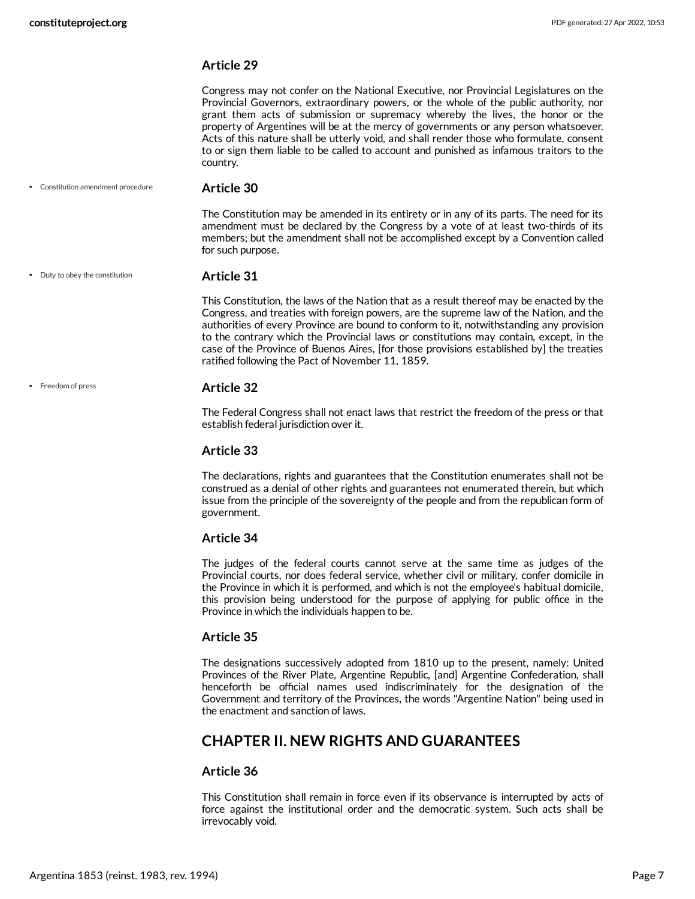### Article 29

Congress may not confer on the National Executive, nor Provincial Legislatures on the Provincial Governors, extraordinary powers, or the whole of the public authority, nor grant them acts of submission or supremacy whereby the lives, the honor or the property of Argentines will be at the mercy of governments or any person whatsoever. Acts of this nature shall be utterly void, and shall render those who formulate, consent to or sign them liable to be called to account and punished as infamous traitors to the country.

- Constitution amendment procedure

### Article 30

The Constitution may be amended in its entirety or in any of its parts. The need for its amendment must be declared by the Congress by a vote of at least two-thirds of its members; but the amendment shall not be accomplished except by a Convention called for such purpose.

- Duty to obey the constitution

### Article 31

This Constitution, the laws of the Nation that as a result thereof may be enacted by the Congress, and treaties with foreign powers, are the supreme law of the Nation, and the authorities of every Province are bound to conform to it, notwithstanding any provision to the contrary which the Provincial laws or constitutions may contain, except, in the case of the Province of Buenos Aires, [for those provisions established by] the treaties ratified following the Pact of November 11, 1859.

- Freedom of press

### Article 32

The Federal Congress shall not enact laws that restrict the freedom of the press or that establish federal jurisdiction over it.

### Article 33

The declarations, rights and guarantees that the Constitution enumerates shall not be construed as a denial of other rights and guarantees not enumerated therein, but which issue from the principle of the sovereignty of the people and from the republican form of government.

### Article 34

The judges of the federal courts cannot serve at the same time as judges of the Provincial courts, nor does federal service, whether civil or military, confer domicile in the Province in which it is performed, and which is not the employee's habitual domicile, this provision being understood for the purpose of applying for public office in the Province in which the individuals happen to be.

### Article 35

The designations successively adopted from 1810 up to the present, namely: United Provinces of the River Plate, Argentine Republic, [and] Argentine Confederation, shall henceforth be official names used indiscriminately for the designation of the Government and territory of the Provinces, the words "Argentine Nation" being used in the enactment and sanction of laws.

## CHAPTER II. NEW RIGHTS AND GUARANTEES

### Article 36

This Constitution shall remain in force even if its observance is interrupted by acts of force against the institutional order and the democratic system. Such acts shall be irrevocably void.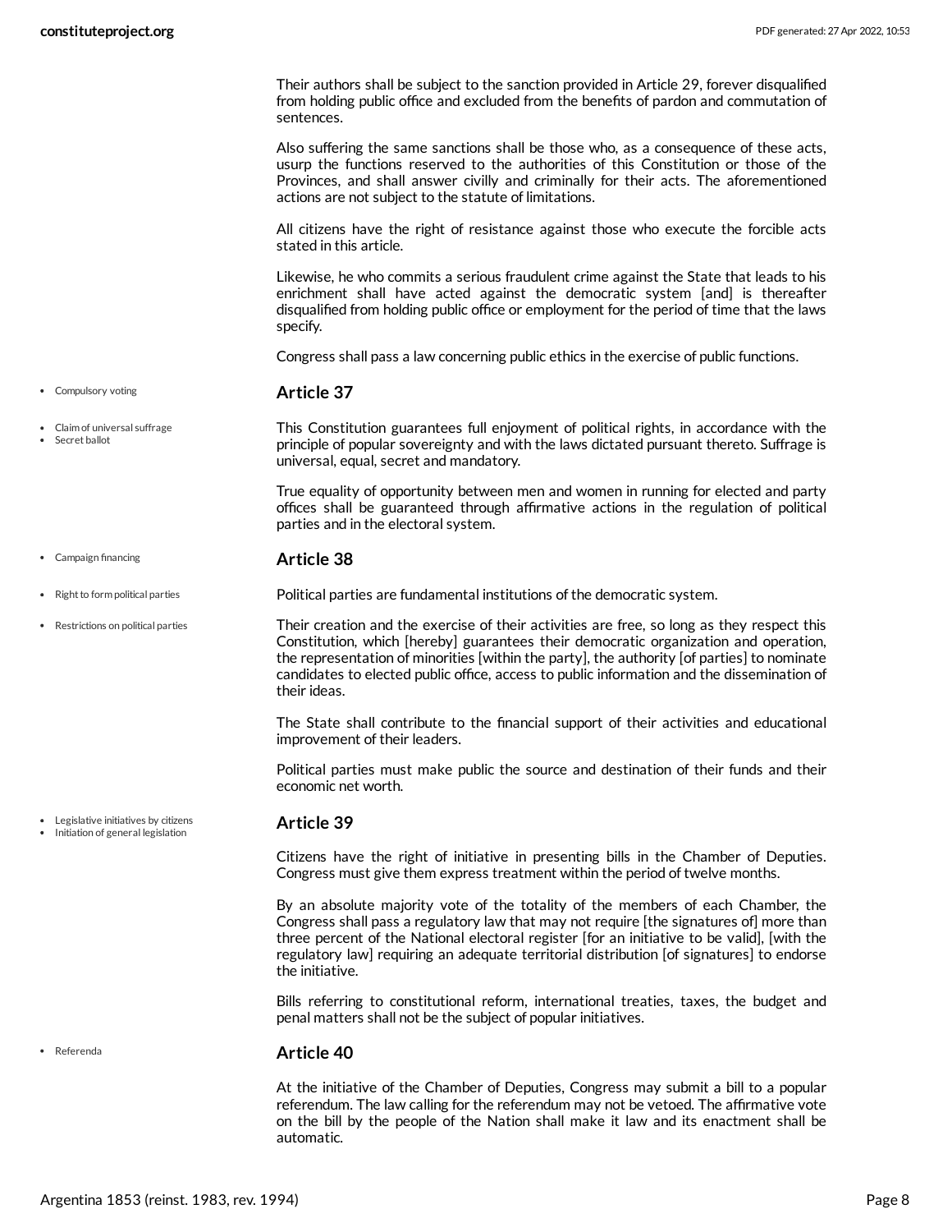Their authors shall be subject to the sanction provided in Article 29, forever disqualified from holding public office and excluded from the benefits of pardon and commutation of sentences.

Also suffering the same sanctions shall be those who, as a consequence of these acts, usurp the functions reserved to the authorities of this Constitution or those of the Provinces, and shall answer civilly and criminally for their acts. The aforementioned actions are not subject to the statute of limitations.

All citizens have the right of resistance against those who execute the forcible acts stated in this article.

Likewise, he who commits a serious fraudulent crime against the State that leads to his enrichment shall have acted against the democratic system [and] is thereafter disqualified from holding public office or employment for the period of time that the laws specify.

Congress shall pass a law concerning public ethics in the exercise of public functions.

- Compulsory voting
- Claim of universal suffrage
- Secret ballot

## Article 37

This Constitution guarantees full enjoyment of political rights, in accordance with the principle of popular sovereignty and with the laws dictated pursuant thereto. Suffrage is universal, equal, secret and mandatory.

True equality of opportunity between men and women in running for elected and party offices shall be guaranteed through affirmative actions in the regulation of political parties and in the electoral system.

- Campaign financing
- Right to form political parties
- Restrictions on political parties

## Article 38

Political parties are fundamental institutions of the democratic system.

Their creation and the exercise of their activities are free, so long as they respect this Constitution, which [hereby] guarantees their democratic organization and operation, the representation of minorities [within the party], the authority [of parties] to nominate candidates to elected public office, access to public information and the dissemination of their ideas.

The State shall contribute to the financial support of their activities and educational improvement of their leaders.

Political parties must make public the source and destination of their funds and their economic net worth.

- Legislative initiatives by citizens
- Initiation of general legislation

## Article 39

Citizens have the right of initiative in presenting bills in the Chamber of Deputies. Congress must give them express treatment within the period of twelve months.

By an absolute majority vote of the totality of the members of each Chamber, the Congress shall pass a regulatory law that may not require [the signatures of] more than three percent of the National electoral register [for an initiative to be valid], [with the regulatory law] requiring an adequate territorial distribution [of signatures] to endorse the initiative.

Bills referring to constitutional reform, international treaties, taxes, the budget and penal matters shall not be the subject of popular initiatives.

- Referenda

## Article 40

At the initiative of the Chamber of Deputies, Congress may submit a bill to a popular referendum. The law calling for the referendum may not be vetoed. The affirmative vote on the bill by the people of the Nation shall make it law and its enactment shall be automatic.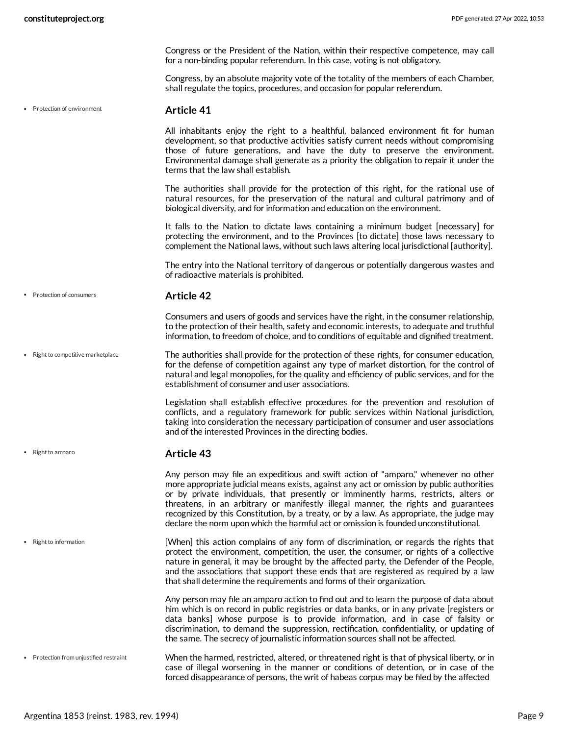Congress or the President of the Nation, within their respective competence, may call for a non-binding popular referendum. In this case, voting is not obligatory.

Congress, by an absolute majority vote of the totality of the members of each Chamber, shall regulate the topics, procedures, and occasion for popular referendum.

- Protection of environment

### Article 41

All inhabitants enjoy the right to a healthful, balanced environment fit for human development, so that productive activities satisfy current needs without compromising those of future generations, and have the duty to preserve the environment. Environmental damage shall generate as a priority the obligation to repair it under the terms that the law shall establish.

The authorities shall provide for the protection of this right, for the rational use of natural resources, for the preservation of the natural and cultural patrimony and of biological diversity, and for information and education on the environment.

It falls to the Nation to dictate laws containing a minimum budget [necessary] for protecting the environment, and to the Provinces [to dictate] those laws necessary to complement the National laws, without such laws altering local jurisdictional [authority].

The entry into the National territory of dangerous or potentially dangerous wastes and of radioactive materials is prohibited.

- Protection of consumers

### Article 42

Consumers and users of goods and services have the right, in the consumer relationship, to the protection of their health, safety and economic interests, to adequate and truthful information, to freedom of choice, and to conditions of equitable and dignified treatment.

- Right to competitive marketplace

The authorities shall provide for the protection of these rights, for consumer education, for the defense of competition against any type of market distortion, for the control of natural and legal monopolies, for the quality and efficiency of public services, and for the establishment of consumer and user associations.

Legislation shall establish effective procedures for the prevention and resolution of conflicts, and a regulatory framework for public services within National jurisdiction, taking into consideration the necessary participation of consumer and user associations and of the interested Provinces in the directing bodies.

- Right to amparo

### Article 43

Any person may file an expeditious and swift action of "amparo," whenever no other more appropriate judicial means exists, against any act or omission by public authorities or by private individuals, that presently or imminently harms, restricts, alters or threatens, in an arbitrary or manifestly illegal manner, the rights and guarantees recognized by this Constitution, by a treaty, or by a law. As appropriate, the judge may declare the norm upon which the harmful act or omission is founded unconstitutional.

- Right to information

[When] this action complains of any form of discrimination, or regards the rights that protect the environment, competition, the user, the consumer, or rights of a collective nature in general, it may be brought by the affected party, the Defender of the People, and the associations that support these ends that are registered as required by a law that shall determine the requirements and forms of their organization.

Any person may file an amparo action to find out and to learn the purpose of data about him which is on record in public registries or data banks, or in any private [registers or data banks] whose purpose is to provide information, and in case of falsity or discrimination, to demand the suppression, rectification, confidentiality, or updating of the same. The secrecy of journalistic information sources shall not be affected.

- Protection from unjustified restraint

When the harmed, restricted, altered, or threatened right is that of physical liberty, or in case of illegal worsening in the manner or conditions of detention, or in case of the forced disappearance of persons, the writ of habeas corpus may be filed by the affected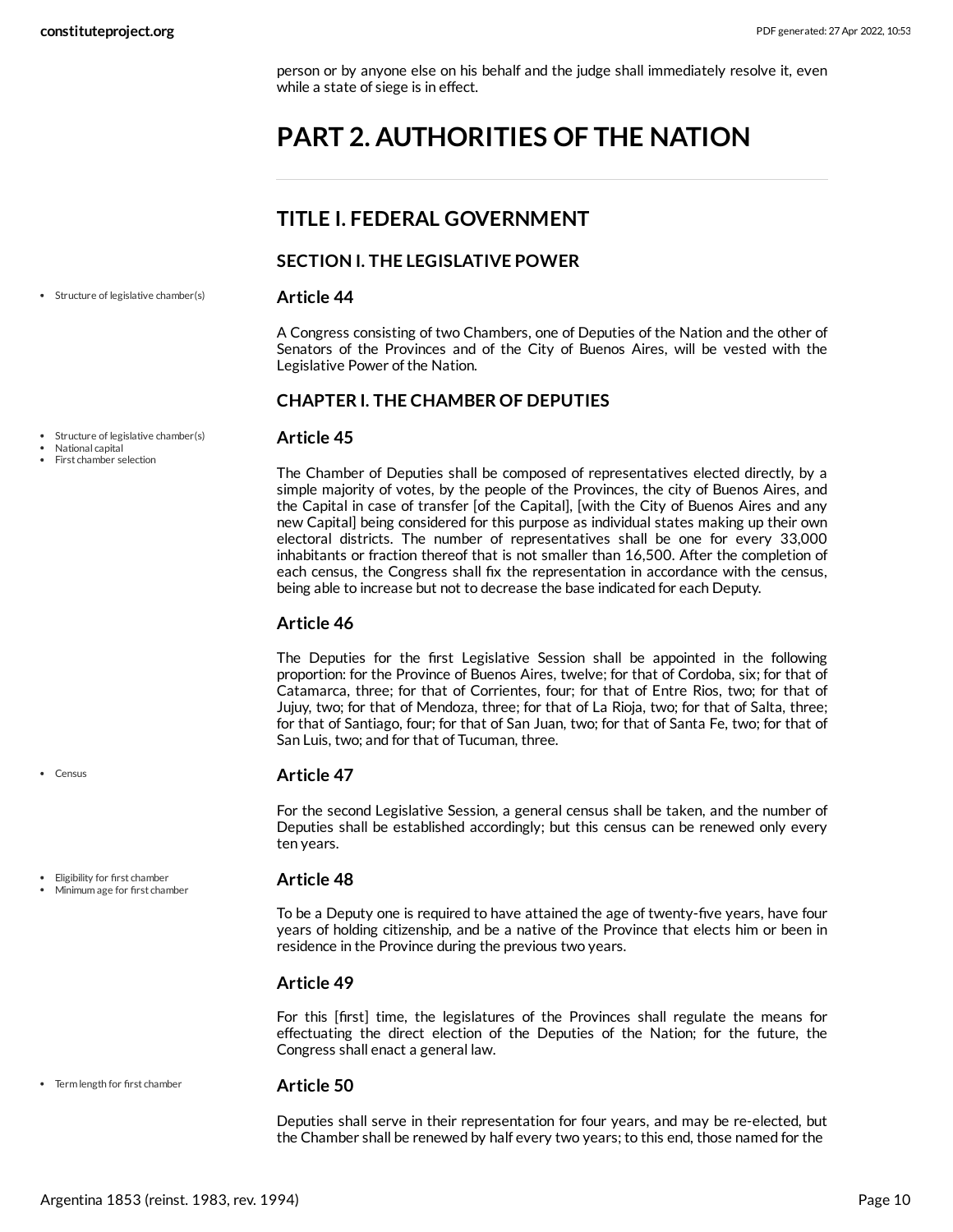person or by anyone else on his behalf and the judge shall immediately resolve it, even while a state of siege is in effect.

# PART 2. AUTHORITIES OF THE NATION

## TITLE I. FEDERAL GOVERNMENT

### SECTION I. THE LEGISLATIVE POWER

- Structure of legislative chamber(s)

### Article 44

A Congress consisting of two Chambers, one of Deputies of the Nation and the other of Senators of the Provinces and of the City of Buenos Aires, will be vested with the Legislative Power of the Nation.

### CHAPTER I. THE CHAMBER OF DEPUTIES

- Structure of legislative chamber(s)
- National capital
- First chamber selection

### Article 45

The Chamber of Deputies shall be composed of representatives elected directly, by a simple majority of votes, by the people of the Provinces, the city of Buenos Aires, and the Capital in case of transfer [of the Capital], [with the City of Buenos Aires and any new Capital] being considered for this purpose as individual states making up their own electoral districts. The number of representatives shall be one for every 33,000 inhabitants or fraction thereof that is not smaller than 16,500. After the completion of each census, the Congress shall fix the representation in accordance with the census, being able to increase but not to decrease the base indicated for each Deputy.

### Article 46

The Deputies for the first Legislative Session shall be appointed in the following proportion: for the Province of Buenos Aires, twelve; for that of Cordoba, six; for that of Catamarca, three; for that of Corrientes, four; for that of Entre Rios, two; for that of Jujuy, two; for that of Mendoza, three; for that of La Rioja, two; for that of Salta, three; for that of Santiago, four; for that of San Juan, two; for that of Santa Fe, two; for that of San Luis, two; and for that of Tucuman, three.

- Census

### Article 47

For the second Legislative Session, a general census shall be taken, and the number of Deputies shall be established accordingly; but this census can be renewed only every ten years.

- Eligibility for first chamber
- Minimum age for first chamber

### Article 48

To be a Deputy one is required to have attained the age of twenty-five years, have four years of holding citizenship, and be a native of the Province that elects him or been in residence in the Province during the previous two years.

### Article 49

For this [first] time, the legislatures of the Provinces shall regulate the means for effectuating the direct election of the Deputies of the Nation; for the future, the Congress shall enact a general law.

- Term length for first chamber

### Article 50

Deputies shall serve in their representation for four years, and may be re-elected, but the Chamber shall be renewed by half every two years; to this end, those named for the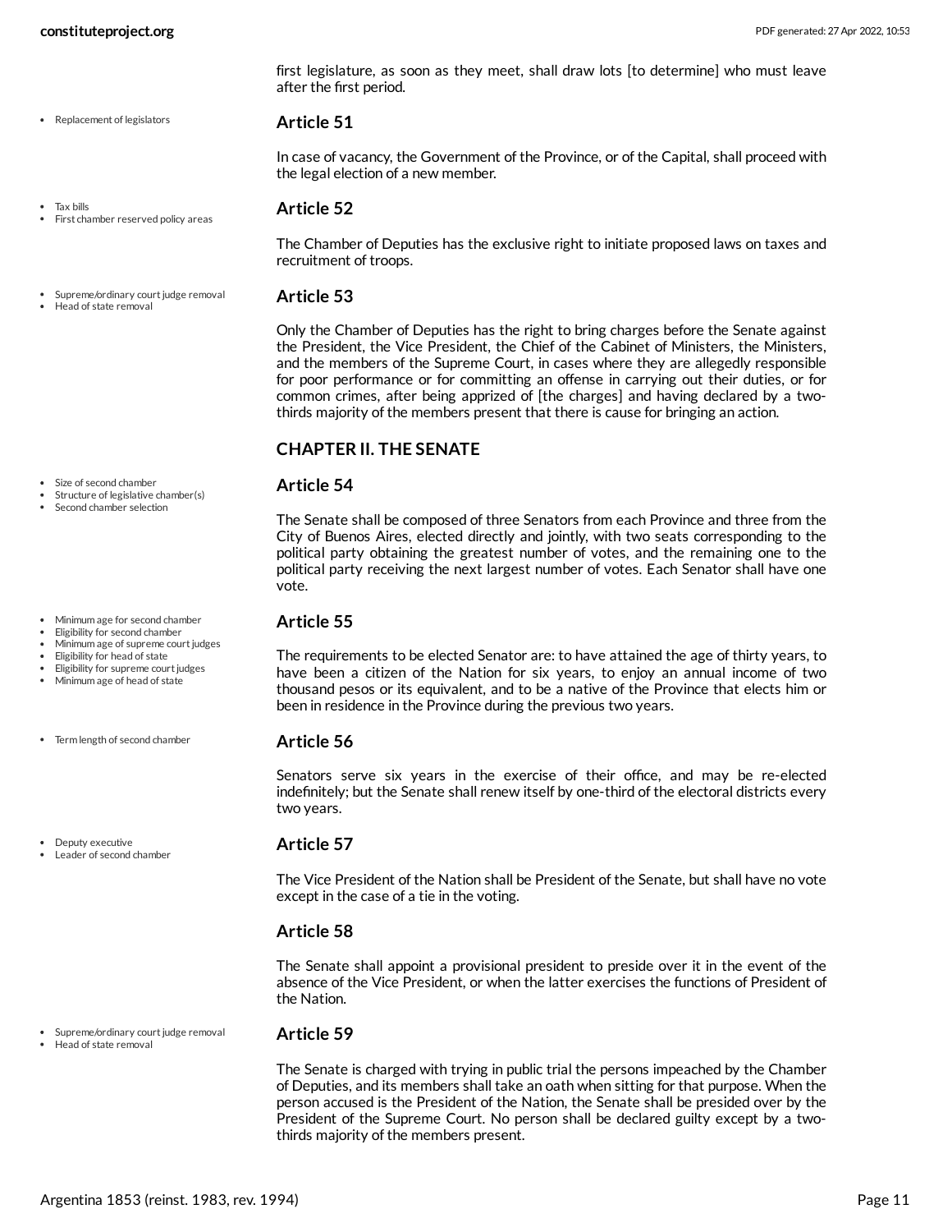first legislature, as soon as they meet, shall draw lots [to determine] who must leave after the first period.

- Replacement of legislators

### Article 51

In case of vacancy, the Government of the Province, or of the Capital, shall proceed with the legal election of a new member.

- Tax bills
- First chamber reserved policy areas

### Article 52

The Chamber of Deputies has the exclusive right to initiate proposed laws on taxes and recruitment of troops.

- Supreme/ordinary court judge removal
- Head of state removal

### Article 53

Only the Chamber of Deputies has the right to bring charges before the Senate against the President, the Vice President, the Chief of the Cabinet of Ministers, the Ministers, and the members of the Supreme Court, in cases where they are allegedly responsible for poor performance or for committing an offense in carrying out their duties, or for common crimes, after being apprized of [the charges] and having declared by a two-thirds majority of the members present that there is cause for bringing an action.

## CHAPTER II. THE SENATE

- Size of second chamber
- Structure of legislative chamber(s)
- Second chamber selection

### Article 54

The Senate shall be composed of three Senators from each Province and three from the City of Buenos Aires, elected directly and jointly, with two seats corresponding to the political party obtaining the greatest number of votes, and the remaining one to the political party receiving the next largest number of votes. Each Senator shall have one vote.

- Minimum age for second chamber
- Eligibility for second chamber
- Minimum age of supreme court judges
- Eligibility for head of state
- Eligibility for supreme court judges
- Minimum age of head of state

### Article 55

The requirements to be elected Senator are: to have attained the age of thirty years, to have been a citizen of the Nation for six years, to enjoy an annual income of two thousand pesos or its equivalent, and to be a native of the Province that elects him or been in residence in the Province during the previous two years.

- Term length of second chamber

### Article 56

Senators serve six years in the exercise of their office, and may be re-elected indefinitely; but the Senate shall renew itself by one-third of the electoral districts every two years.

- Deputy executive
- Leader of second chamber

### Article 57

The Vice President of the Nation shall be President of the Senate, but shall have no vote except in the case of a tie in the voting.

### Article 58

The Senate shall appoint a provisional president to preside over it in the event of the absence of the Vice President, or when the latter exercises the functions of President of the Nation.

- Supreme/ordinary court judge removal
- Head of state removal

### Article 59

The Senate is charged with trying in public trial the persons impeached by the Chamber of Deputies, and its members shall take an oath when sitting for that purpose. When the person accused is the President of the Nation, the Senate shall be presided over by the President of the Supreme Court. No person shall be declared guilty except by a two-thirds majority of the members present.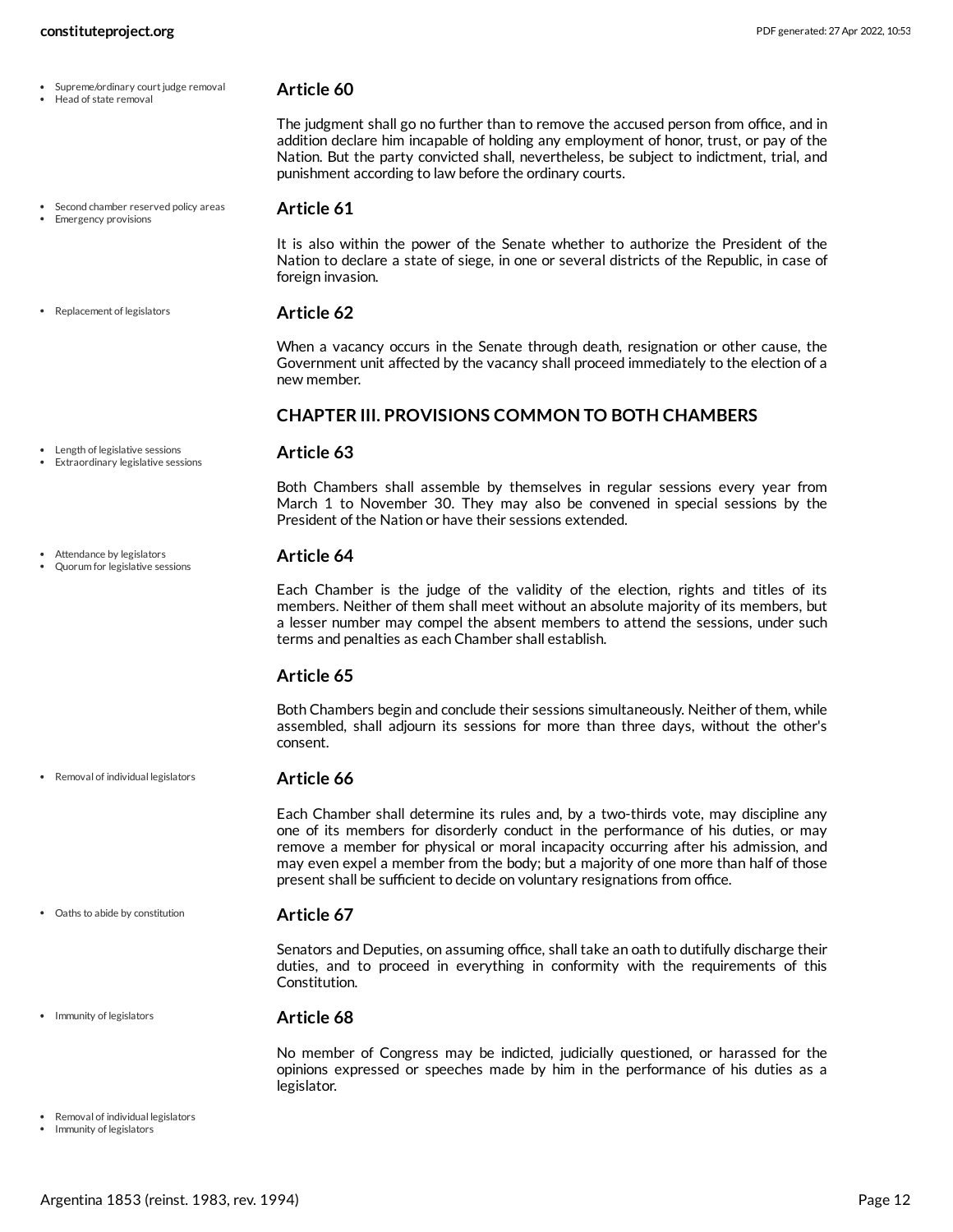- Supreme/ordinary court judge removal
- Head of state removal

### Article 60

The judgment shall go no further than to remove the accused person from office, and in addition declare him incapable of holding any employment of honor, trust, or pay of the Nation. But the party convicted shall, nevertheless, be subject to indictment, trial, and punishment according to law before the ordinary courts.

- Second chamber reserved policy areas
- Emergency provisions

### Article 61

It is also within the power of the Senate whether to authorize the President of the Nation to declare a state of siege, in one or several districts of the Republic, in case of foreign invasion.

- Replacement of legislators

### Article 62

When a vacancy occurs in the Senate through death, resignation or other cause, the Government unit affected by the vacancy shall proceed immediately to the election of a new member.

## CHAPTER III. PROVISIONS COMMON TO BOTH CHAMBERS

- Length of legislative sessions
- Extraordinary legislative sessions

### Article 63

Both Chambers shall assemble by themselves in regular sessions every year from March 1 to November 30. They may also be convened in special sessions by the President of the Nation or have their sessions extended.

- Attendance by legislators
- Quorum for legislative sessions

### Article 64

Each Chamber is the judge of the validity of the election, rights and titles of its members. Neither of them shall meet without an absolute majority of its members, but a lesser number may compel the absent members to attend the sessions, under such terms and penalties as each Chamber shall establish.

### Article 65

Both Chambers begin and conclude their sessions simultaneously. Neither of them, while assembled, shall adjourn its sessions for more than three days, without the other's consent.

- Removal of individual legislators

### Article 66

Each Chamber shall determine its rules and, by a two-thirds vote, may discipline any one of its members for disorderly conduct in the performance of his duties, or may remove a member for physical or moral incapacity occurring after his admission, and may even expel a member from the body; but a majority of one more than half of those present shall be sufficient to decide on voluntary resignations from office.

- Oaths to abide by constitution

### Article 67

Senators and Deputies, on assuming office, shall take an oath to dutifully discharge their duties, and to proceed in everything in conformity with the requirements of this Constitution.

- Immunity of legislators

### Article 68

No member of Congress may be indicted, judicially questioned, or harassed for the opinions expressed or speeches made by him in the performance of his duties as a legislator.

- Removal of individual legislators
- Immunity of legislators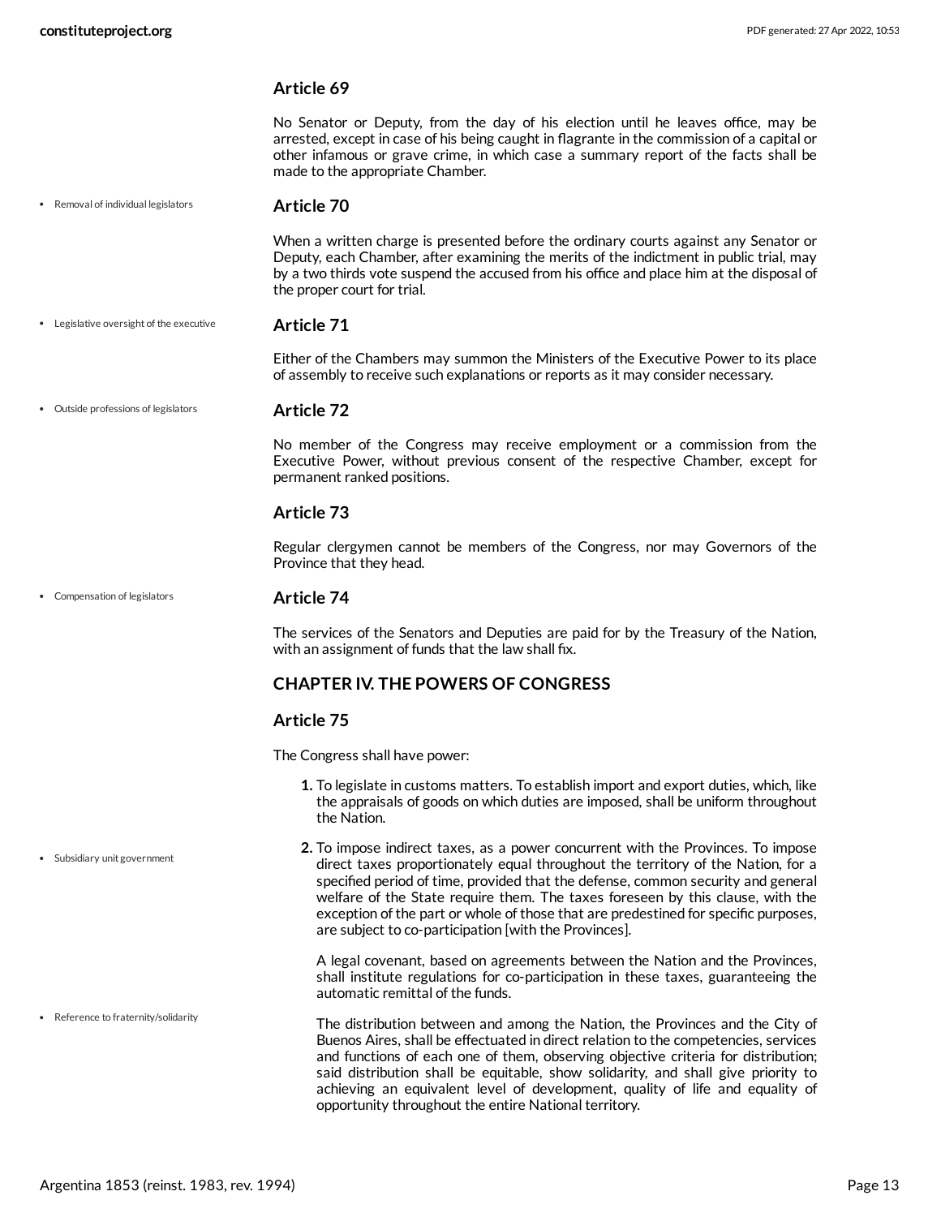### Article 69

No Senator or Deputy, from the day of his election until he leaves office, may be arrested, except in case of his being caught in flagrante in the commission of a capital or other infamous or grave crime, in which case a summary report of the facts shall be made to the appropriate Chamber.

- Removal of individual legislators

### Article 70

When a written charge is presented before the ordinary courts against any Senator or Deputy, each Chamber, after examining the merits of the indictment in public trial, may by a two thirds vote suspend the accused from his office and place him at the disposal of the proper court for trial.

- Legislative oversight of the executive

### Article 71

Either of the Chambers may summon the Ministers of the Executive Power to its place of assembly to receive such explanations or reports as it may consider necessary.

- Outside professions of legislators

### Article 72

No member of the Congress may receive employment or a commission from the Executive Power, without previous consent of the respective Chamber, except for permanent ranked positions.

### Article 73

Regular clergymen cannot be members of the Congress, nor may Governors of the Province that they head.

- Compensation of legislators

### Article 74

The services of the Senators and Deputies are paid for by the Treasury of the Nation, with an assignment of funds that the law shall fix.

## CHAPTER IV. THE POWERS OF CONGRESS

### Article 75

The Congress shall have power:

1. To legislate in customs matters. To establish import and export duties, which, like the appraisals of goods on which duties are imposed, shall be uniform throughout the Nation.

- Subsidiary unit government

2. To impose indirect taxes, as a power concurrent with the Provinces. To impose direct taxes proportionately equal throughout the territory of the Nation, for a specified period of time, provided that the defense, common security and general welfare of the State require them. The taxes foreseen by this clause, with the exception of the part or whole of those that are predestined for specific purposes, are subject to co-participation [with the Provinces].

   A legal covenant, based on agreements between the Nation and the Provinces, shall institute regulations for co-participation in these taxes, guaranteeing the automatic remittal of the funds.

- Reference to fraternity/solidarity

   The distribution between and among the Nation, the Provinces and the City of Buenos Aires, shall be effectuated in direct relation to the competencies, services and functions of each one of them, observing objective criteria for distribution; said distribution shall be equitable, show solidarity, and shall give priority to achieving an equivalent level of development, quality of life and equality of opportunity throughout the entire National territory.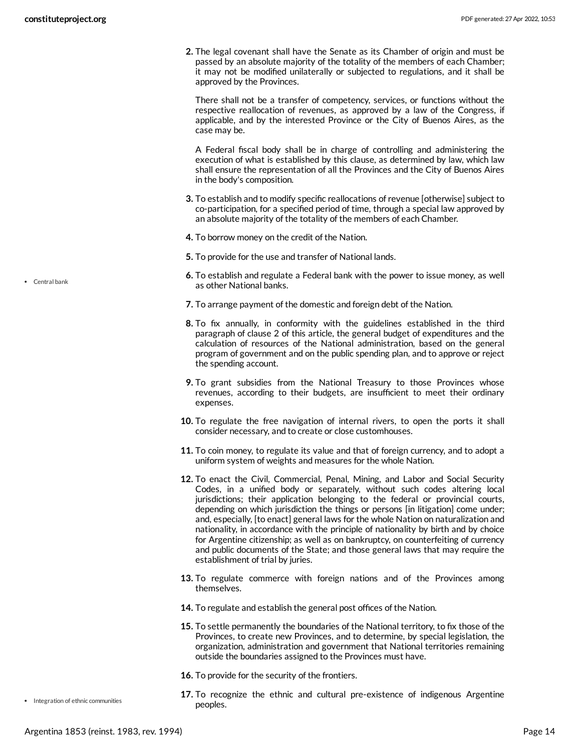2. The legal covenant shall have the Senate as its Chamber of origin and must be passed by an absolute majority of the totality of the members of each Chamber; it may not be modified unilaterally or subjected to regulations, and it shall be approved by the Provinces.

   There shall not be a transfer of competency, services, or functions without the respective reallocation of revenues, as approved by a law of the Congress, if applicable, and by the interested Province or the City of Buenos Aires, as the case may be.

   A Federal fiscal body shall be in charge of controlling and administering the execution of what is established by this clause, as determined by law, which law shall ensure the representation of all the Provinces and the City of Buenos Aires in the body's composition.

3. To establish and to modify specific reallocations of revenue [otherwise] subject to co-participation, for a specified period of time, through a special law approved by an absolute majority of the totality of the members of each Chamber.

4. To borrow money on the credit of the Nation.

5. To provide for the use and transfer of National lands.

- Central bank

6. To establish and regulate a Federal bank with the power to issue money, as well as other National banks.

7. To arrange payment of the domestic and foreign debt of the Nation.

8. To fix annually, in conformity with the guidelines established in the third paragraph of clause 2 of this article, the general budget of expenditures and the calculation of resources of the National administration, based on the general program of government and on the public spending plan, and to approve or reject the spending account.

9. To grant subsidies from the National Treasury to those Provinces whose revenues, according to their budgets, are insufficient to meet their ordinary expenses.

10. To regulate the free navigation of internal rivers, to open the ports it shall consider necessary, and to create or close customhouses.

11. To coin money, to regulate its value and that of foreign currency, and to adopt a uniform system of weights and measures for the whole Nation.

12. To enact the Civil, Commercial, Penal, Mining, and Labor and Social Security Codes, in a unified body or separately, without such codes altering local jurisdictions; their application belonging to the federal or provincial courts, depending on which jurisdiction the things or persons [in litigation] come under; and, especially, [to enact] general laws for the whole Nation on naturalization and nationality, in accordance with the principle of nationality by birth and by choice for Argentine citizenship; as well as on bankruptcy, on counterfeiting of currency and public documents of the State; and those general laws that may require the establishment of trial by juries.

13. To regulate commerce with foreign nations and of the Provinces among themselves.

14. To regulate and establish the general post offices of the Nation.

15. To settle permanently the boundaries of the National territory, to fix those of the Provinces, to create new Provinces, and to determine, by special legislation, the organization, administration and government that National territories remaining outside the boundaries assigned to the Provinces must have.

16. To provide for the security of the frontiers.

- Integration of ethnic communities

17. To recognize the ethnic and cultural pre-existence of indigenous Argentine peoples.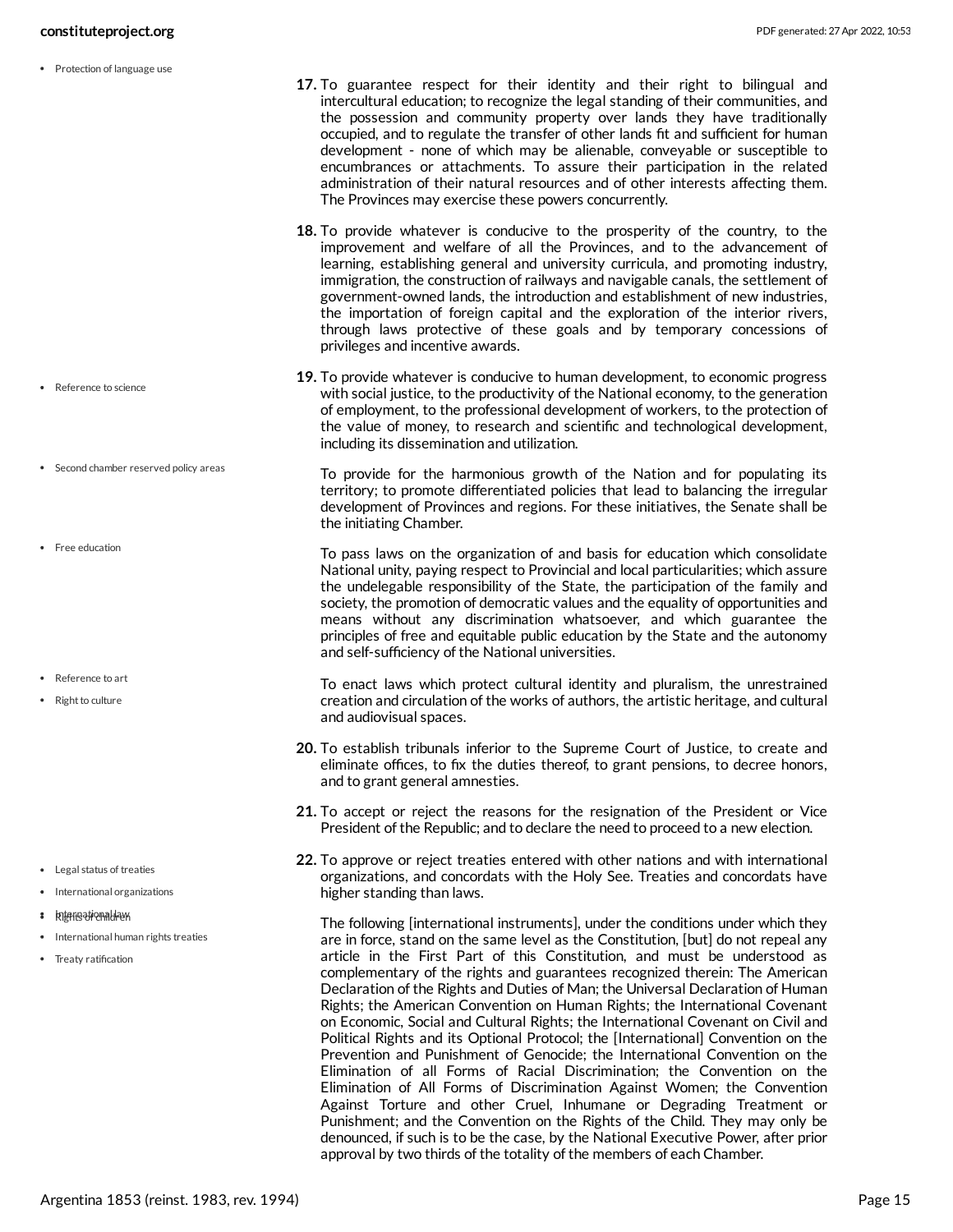17. To guarantee respect for their identity and their right to bilingual and intercultural education; to recognize the legal standing of their communities, and the possession and community property over lands they have traditionally occupied, and to regulate the transfer of other lands fit and sufficient for human development - none of which may be alienable, conveyable or susceptible to encumbrances or attachments. To assure their participation in the related administration of their natural resources and of other interests affecting them. The Provinces may exercise these powers concurrently.

18. To provide whatever is conducive to the prosperity of the country, to the improvement and welfare of all the Provinces, and to the advancement of learning, establishing general and university curricula, and promoting industry, immigration, the construction of railways and navigable canals, the settlement of government-owned lands, the introduction and establishment of new industries, the importation of foreign capital and the exploration of the interior rivers, through laws protective of these goals and by temporary concessions of privileges and incentive awards.

19. To provide whatever is conducive to human development, to economic progress with social justice, to the productivity of the National economy, to the generation of employment, to the professional development of workers, to the protection of the value of money, to research and scientific and technological development, including its dissemination and utilization.

    To provide for the harmonious growth of the Nation and for populating its territory; to promote differentiated policies that lead to balancing the irregular development of Provinces and regions. For these initiatives, the Senate shall be the initiating Chamber.

    To pass laws on the organization of and basis for education which consolidate National unity, paying respect to Provincial and local particularities; which assure the undelegable responsibility of the State, the participation of the family and society, the promotion of democratic values and the equality of opportunities and means without any discrimination whatsoever, and which guarantee the principles of free and equitable public education by the State and the autonomy and self-sufficiency of the National universities.

    To enact laws which protect cultural identity and pluralism, the unrestrained creation and circulation of the works of authors, the artistic heritage, and cultural and audiovisual spaces.

20. To establish tribunals inferior to the Supreme Court of Justice, to create and eliminate offices, to fix the duties thereof, to grant pensions, to decree honors, and to grant general amnesties.

21. To accept or reject the reasons for the resignation of the President or Vice President of the Republic; and to declare the need to proceed to a new election.

22. To approve or reject treaties entered with other nations and with international organizations, and concordats with the Holy See. Treaties and concordats have higher standing than laws.

    The following [international instruments], under the conditions under which they are in force, stand on the same level as the Constitution, [but] do not repeal any article in the First Part of this Constitution, and must be understood as complementary of the rights and guarantees recognized therein: The American Declaration of the Rights and Duties of Man; the Universal Declaration of Human Rights; the American Convention on Human Rights; the International Covenant on Economic, Social and Cultural Rights; the International Covenant on Civil and Political Rights and its Optional Protocol; the [International] Convention on the Prevention and Punishment of Genocide; the International Convention on the Elimination of all Forms of Racial Discrimination; the Convention on the Elimination of All Forms of Discrimination Against Women; the Convention Against Torture and other Cruel, Inhumane or Degrading Treatment or Punishment; and the Convention on the Rights of the Child. They may only be denounced, if such is to be the case, by the National Executive Power, after prior approval by two thirds of the totality of the members of each Chamber.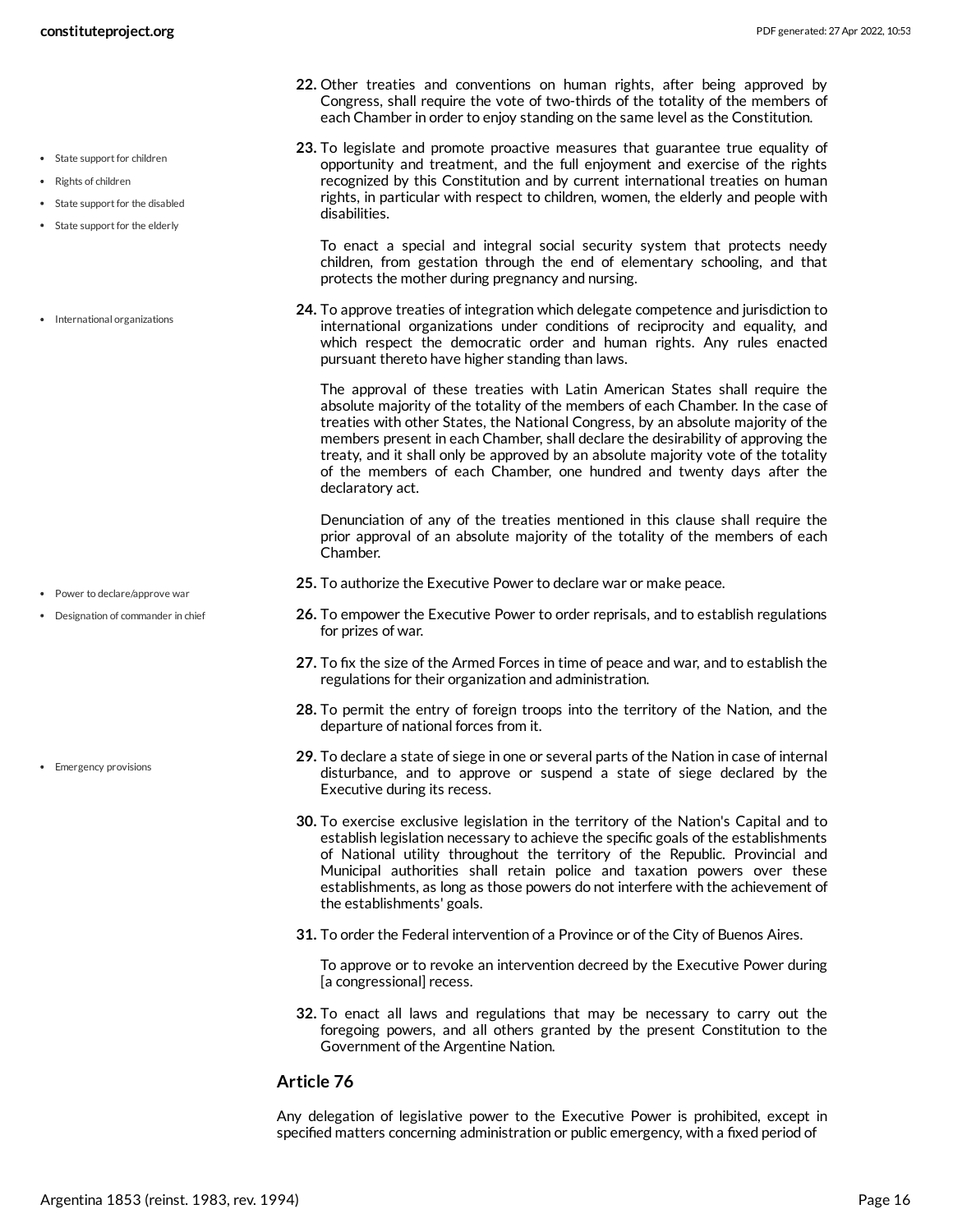22. Other treaties and conventions on human rights, after being approved by Congress, shall require the vote of two-thirds of the totality of the members of each Chamber in order to enjoy standing on the same level as the Constitution.

23. To legislate and promote proactive measures that guarantee true equality of opportunity and treatment, and the full enjoyment and exercise of the rights recognized by this Constitution and by current international treaties on human rights, in particular with respect to children, women, the elderly and people with disabilities.

    To enact a special and integral social security system that protects needy children, from gestation through the end of elementary schooling, and that protects the mother during pregnancy and nursing.

24. To approve treaties of integration which delegate competence and jurisdiction to international organizations under conditions of reciprocity and equality, and which respect the democratic order and human rights. Any rules enacted pursuant thereto have higher standing than laws.

    The approval of these treaties with Latin American States shall require the absolute majority of the totality of the members of each Chamber. In the case of treaties with other States, the National Congress, by an absolute majority of the members present in each Chamber, shall declare the desirability of approving the treaty, and it shall only be approved by an absolute majority vote of the totality of the members of each Chamber, one hundred and twenty days after the declaratory act.

    Denunciation of any of the treaties mentioned in this clause shall require the prior approval of an absolute majority of the totality of the members of each Chamber.

25. To authorize the Executive Power to declare war or make peace.

26. To empower the Executive Power to order reprisals, and to establish regulations for prizes of war.

27. To fix the size of the Armed Forces in time of peace and war, and to establish the regulations for their organization and administration.

28. To permit the entry of foreign troops into the territory of the Nation, and the departure of national forces from it.

29. To declare a state of siege in one or several parts of the Nation in case of internal disturbance, and to approve or suspend a state of siege declared by the Executive during its recess.

30. To exercise exclusive legislation in the territory of the Nation's Capital and to establish legislation necessary to achieve the specific goals of the establishments of National utility throughout the territory of the Republic. Provincial and Municipal authorities shall retain police and taxation powers over these establishments, as long as those powers do not interfere with the achievement of the establishments' goals.

31. To order the Federal intervention of a Province or of the City of Buenos Aires.

    To approve or to revoke an intervention decreed by the Executive Power during [a congressional] recess.

32. To enact all laws and regulations that may be necessary to carry out the foregoing powers, and all others granted by the present Constitution to the Government of the Argentine Nation.

### Article 76

Any delegation of legislative power to the Executive Power is prohibited, except in specified matters concerning administration or public emergency, with a fixed period of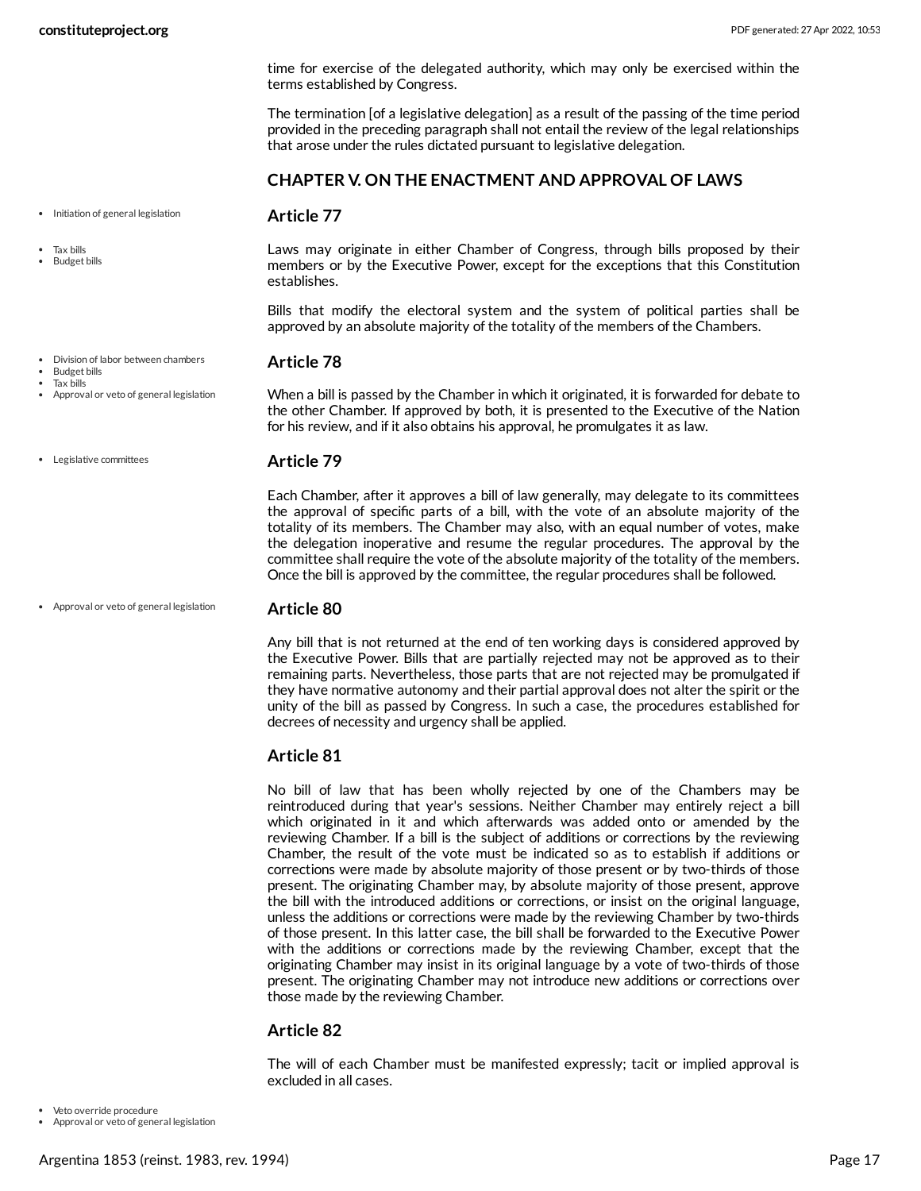time for exercise of the delegated authority, which may only be exercised within the terms established by Congress.

The termination [of a legislative delegation] as a result of the passing of the time period provided in the preceding paragraph shall not entail the review of the legal relationships that arose under the rules dictated pursuant to legislative delegation.

### CHAPTER V. ON THE ENACTMENT AND APPROVAL OF LAWS

- Initiation of general legislation
- Tax bills
- Budget bills

### Article 77

Laws may originate in either Chamber of Congress, through bills proposed by their members or by the Executive Power, except for the exceptions that this Constitution establishes.

Bills that modify the electoral system and the system of political parties shall be approved by an absolute majority of the totality of the members of the Chambers.

- Division of labor between chambers
- Budget bills
- Tax bills
- Approval or veto of general legislation

### Article 78

When a bill is passed by the Chamber in which it originated, it is forwarded for debate to the other Chamber. If approved by both, it is presented to the Executive of the Nation for his review, and if it also obtains his approval, he promulgates it as law.

- Legislative committees

### Article 79

Each Chamber, after it approves a bill of law generally, may delegate to its committees the approval of specific parts of a bill, with the vote of an absolute majority of the totality of its members. The Chamber may also, with an equal number of votes, make the delegation inoperative and resume the regular procedures. The approval by the committee shall require the vote of the absolute majority of the totality of the members. Once the bill is approved by the committee, the regular procedures shall be followed.

- Approval or veto of general legislation

### Article 80

Any bill that is not returned at the end of ten working days is considered approved by the Executive Power. Bills that are partially rejected may not be approved as to their remaining parts. Nevertheless, those parts that are not rejected may be promulgated if they have normative autonomy and their partial approval does not alter the spirit or the unity of the bill as passed by Congress. In such a case, the procedures established for decrees of necessity and urgency shall be applied.

### Article 81

No bill of law that has been wholly rejected by one of the Chambers may be reintroduced during that year's sessions. Neither Chamber may entirely reject a bill which originated in it and which afterwards was added onto or amended by the reviewing Chamber. If a bill is the subject of additions or corrections by the reviewing Chamber, the result of the vote must be indicated so as to establish if additions or corrections were made by absolute majority of those present or by two-thirds of those present. The originating Chamber may, by absolute majority of those present, approve the bill with the introduced additions or corrections, or insist on the original language, unless the additions or corrections were made by the reviewing Chamber by two-thirds of those present. In this latter case, the bill shall be forwarded to the Executive Power with the additions or corrections made by the reviewing Chamber, except that the originating Chamber may insist in its original language by a vote of two-thirds of those present. The originating Chamber may not introduce new additions or corrections over those made by the reviewing Chamber.

### Article 82

The will of each Chamber must be manifested expressly; tacit or implied approval is excluded in all cases.

- Veto override procedure
- Approval or veto of general legislation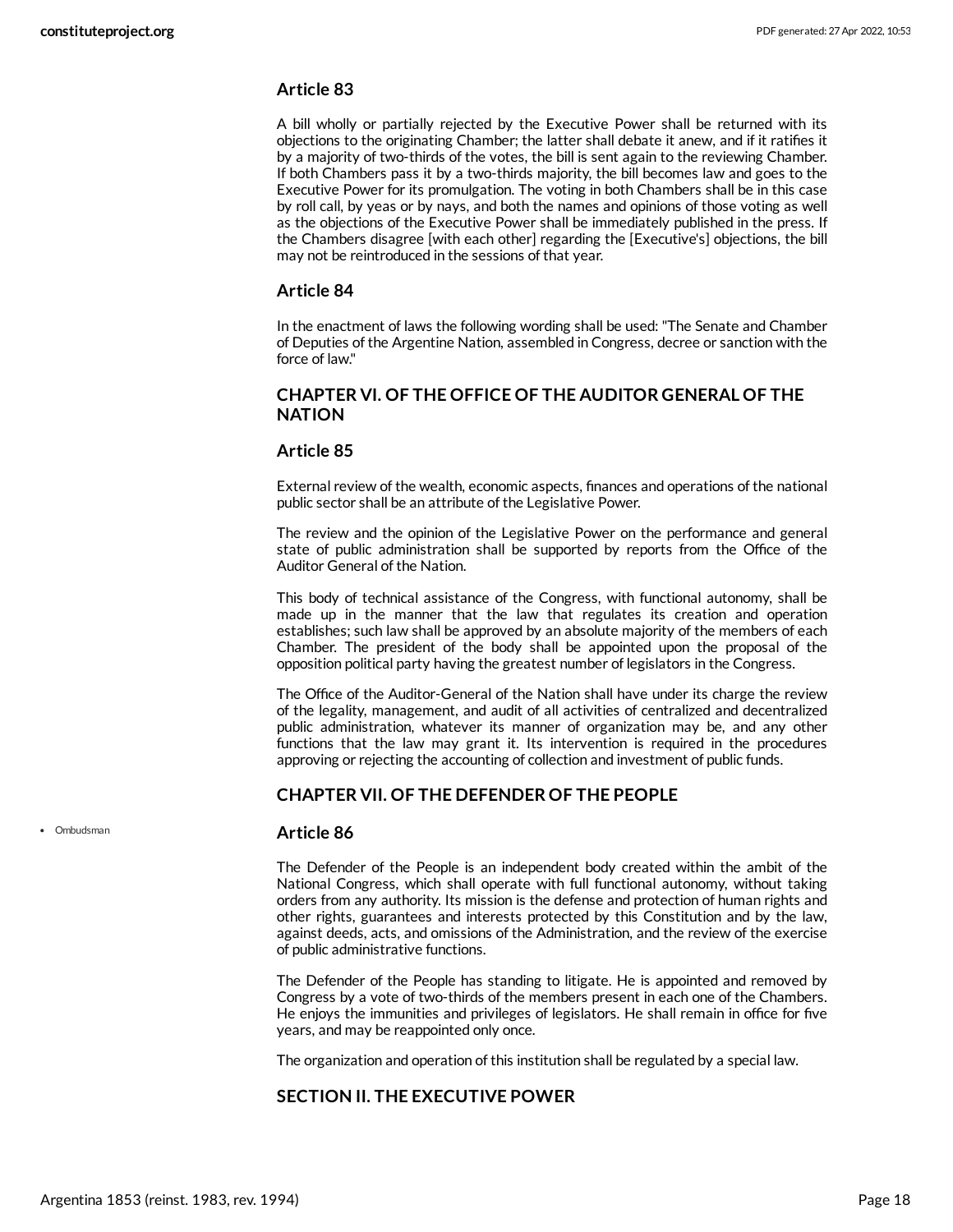### Article 83

A bill wholly or partially rejected by the Executive Power shall be returned with its objections to the originating Chamber; the latter shall debate it anew, and if it ratifies it by a majority of two-thirds of the votes, the bill is sent again to the reviewing Chamber. If both Chambers pass it by a two-thirds majority, the bill becomes law and goes to the Executive Power for its promulgation. The voting in both Chambers shall be in this case by roll call, by yeas or by nays, and both the names and opinions of those voting as well as the objections of the Executive Power shall be immediately published in the press. If the Chambers disagree [with each other] regarding the [Executive's] objections, the bill may not be reintroduced in the sessions of that year.

### Article 84

In the enactment of laws the following wording shall be used: "The Senate and Chamber of Deputies of the Argentine Nation, assembled in Congress, decree or sanction with the force of law."

## CHAPTER VI. OF THE OFFICE OF THE AUDITOR GENERAL OF THE NATION

### Article 85

External review of the wealth, economic aspects, finances and operations of the national public sector shall be an attribute of the Legislative Power.

The review and the opinion of the Legislative Power on the performance and general state of public administration shall be supported by reports from the Office of the Auditor General of the Nation.

This body of technical assistance of the Congress, with functional autonomy, shall be made up in the manner that the law that regulates its creation and operation establishes; such law shall be approved by an absolute majority of the members of each Chamber. The president of the body shall be appointed upon the proposal of the opposition political party having the greatest number of legislators in the Congress.

The Office of the Auditor-General of the Nation shall have under its charge the review of the legality, management, and audit of all activities of centralized and decentralized public administration, whatever its manner of organization may be, and any other functions that the law may grant it. Its intervention is required in the procedures approving or rejecting the accounting of collection and investment of public funds.

## CHAPTER VII. OF THE DEFENDER OF THE PEOPLE

- Ombudsman

### Article 86

The Defender of the People is an independent body created within the ambit of the National Congress, which shall operate with full functional autonomy, without taking orders from any authority. Its mission is the defense and protection of human rights and other rights, guarantees and interests protected by this Constitution and by the law, against deeds, acts, and omissions of the Administration, and the review of the exercise of public administrative functions.

The Defender of the People has standing to litigate. He is appointed and removed by Congress by a vote of two-thirds of the members present in each one of the Chambers. He enjoys the immunities and privileges of legislators. He shall remain in office for five years, and may be reappointed only once.

The organization and operation of this institution shall be regulated by a special law.

## SECTION II. THE EXECUTIVE POWER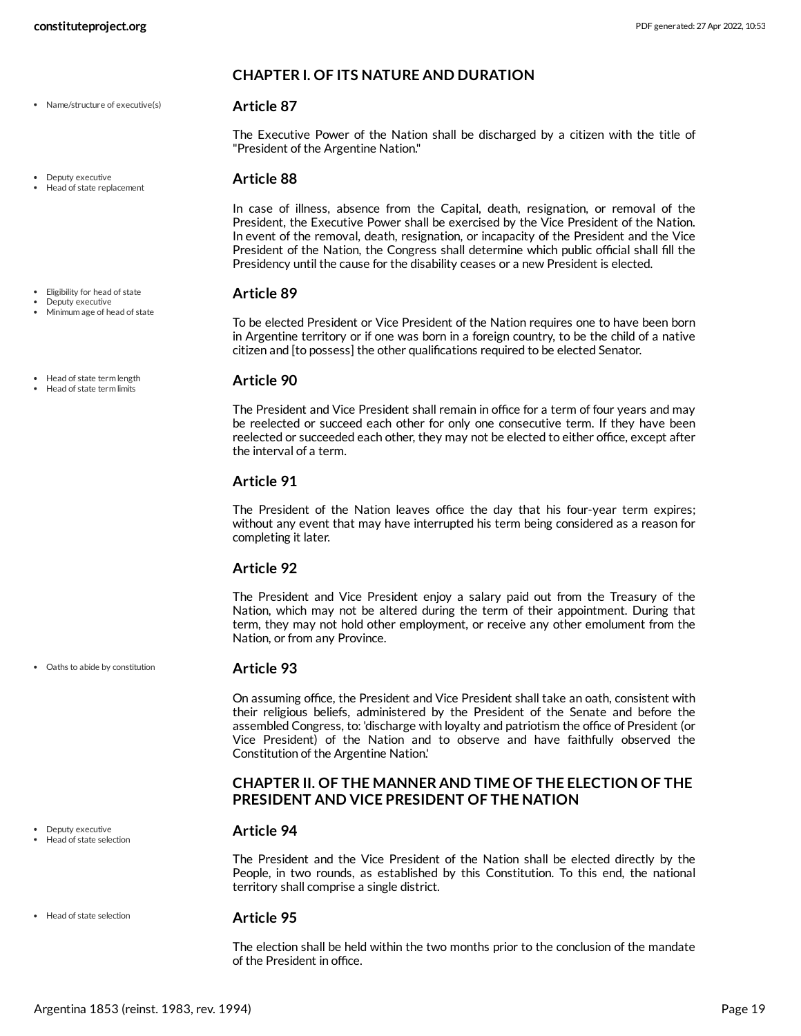## CHAPTER I. OF ITS NATURE AND DURATION

- Name/structure of executive(s)

### Article 87

The Executive Power of the Nation shall be discharged by a citizen with the title of "President of the Argentine Nation."

- Deputy executive
- Head of state replacement

### Article 88

In case of illness, absence from the Capital, death, resignation, or removal of the President, the Executive Power shall be exercised by the Vice President of the Nation. In event of the removal, death, resignation, or incapacity of the President and the Vice President of the Nation, the Congress shall determine which public official shall fill the Presidency until the cause for the disability ceases or a new President is elected.

- Eligibility for head of state
- Deputy executive
- Minimum age of head of state

### Article 89

To be elected President or Vice President of the Nation requires one to have been born in Argentine territory or if one was born in a foreign country, to be the child of a native citizen and [to possess] the other qualifications required to be elected Senator.

- Head of state term length
- Head of state term limits

### Article 90

The President and Vice President shall remain in office for a term of four years and may be reelected or succeed each other for only one consecutive term. If they have been reelected or succeeded each other, they may not be elected to either office, except after the interval of a term.

### Article 91

The President of the Nation leaves office the day that his four-year term expires; without any event that may have interrupted his term being considered as a reason for completing it later.

### Article 92

The President and Vice President enjoy a salary paid out from the Treasury of the Nation, which may not be altered during the term of their appointment. During that term, they may not hold other employment, or receive any other emolument from the Nation, or from any Province.

- Oaths to abide by constitution

### Article 93

On assuming office, the President and Vice President shall take an oath, consistent with their religious beliefs, administered by the President of the Senate and before the assembled Congress, to: 'discharge with loyalty and patriotism the office of President (or Vice President) of the Nation and to observe and have faithfully observed the Constitution of the Argentine Nation.'

## CHAPTER II. OF THE MANNER AND TIME OF THE ELECTION OF THE PRESIDENT AND VICE PRESIDENT OF THE NATION

- Deputy executive
- Head of state selection

### Article 94

The President and the Vice President of the Nation shall be elected directly by the People, in two rounds, as established by this Constitution. To this end, the national territory shall comprise a single district.

- Head of state selection

### Article 95

The election shall be held within the two months prior to the conclusion of the mandate of the President in office.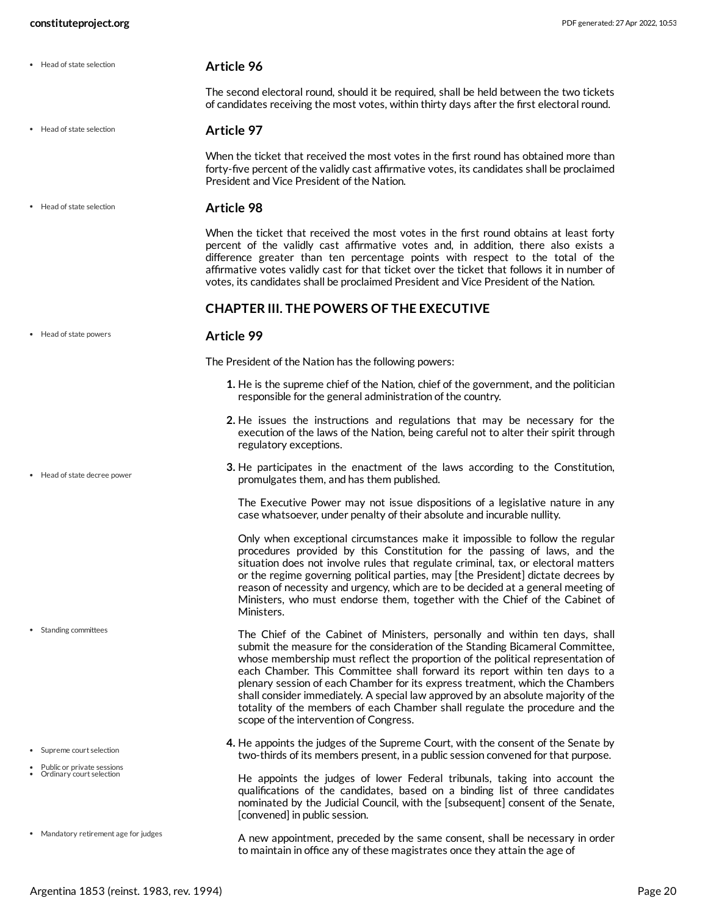### Article 96

The second electoral round, should it be required, shall be held between the two tickets of candidates receiving the most votes, within thirty days after the first electoral round.

### Article 97

When the ticket that received the most votes in the first round has obtained more than forty-five percent of the validly cast affirmative votes, its candidates shall be proclaimed President and Vice President of the Nation.

### Article 98

When the ticket that received the most votes in the first round obtains at least forty percent of the validly cast affirmative votes and, in addition, there also exists a difference greater than ten percentage points with respect to the total of the affirmative votes validly cast for that ticket over the ticket that follows it in number of votes, its candidates shall be proclaimed President and Vice President of the Nation.

## CHAPTER III. THE POWERS OF THE EXECUTIVE

### Article 99

The President of the Nation has the following powers:

1. He is the supreme chief of the Nation, chief of the government, and the politician responsible for the general administration of the country.

2. He issues the instructions and regulations that may be necessary for the execution of the laws of the Nation, being careful not to alter their spirit through regulatory exceptions.

3. He participates in the enactment of the laws according to the Constitution, promulgates them, and has them published.

   The Executive Power may not issue dispositions of a legislative nature in any case whatsoever, under penalty of their absolute and incurable nullity.

   Only when exceptional circumstances make it impossible to follow the regular procedures provided by this Constitution for the passing of laws, and the situation does not involve rules that regulate criminal, tax, or electoral matters or the regime governing political parties, may [the President] dictate decrees by reason of necessity and urgency, which are to be decided at a general meeting of Ministers, who must endorse them, together with the Chief of the Cabinet of Ministers.

   The Chief of the Cabinet of Ministers, personally and within ten days, shall submit the measure for the consideration of the Standing Bicameral Committee, whose membership must reflect the proportion of the political representation of each Chamber. This Committee shall forward its report within ten days to a plenary session of each Chamber for its express treatment, which the Chambers shall consider immediately. A special law approved by an absolute majority of the totality of the members of each Chamber shall regulate the procedure and the scope of the intervention of Congress.

4. He appoints the judges of the Supreme Court, with the consent of the Senate by two-thirds of its members present, in a public session convened for that purpose.

   He appoints the judges of lower Federal tribunals, taking into account the qualifications of the candidates, based on a binding list of three candidates nominated by the Judicial Council, with the [subsequent] consent of the Senate, [convened] in public session.

   A new appointment, preceded by the same consent, shall be necessary in order to maintain in office any of these magistrates once they attain the age of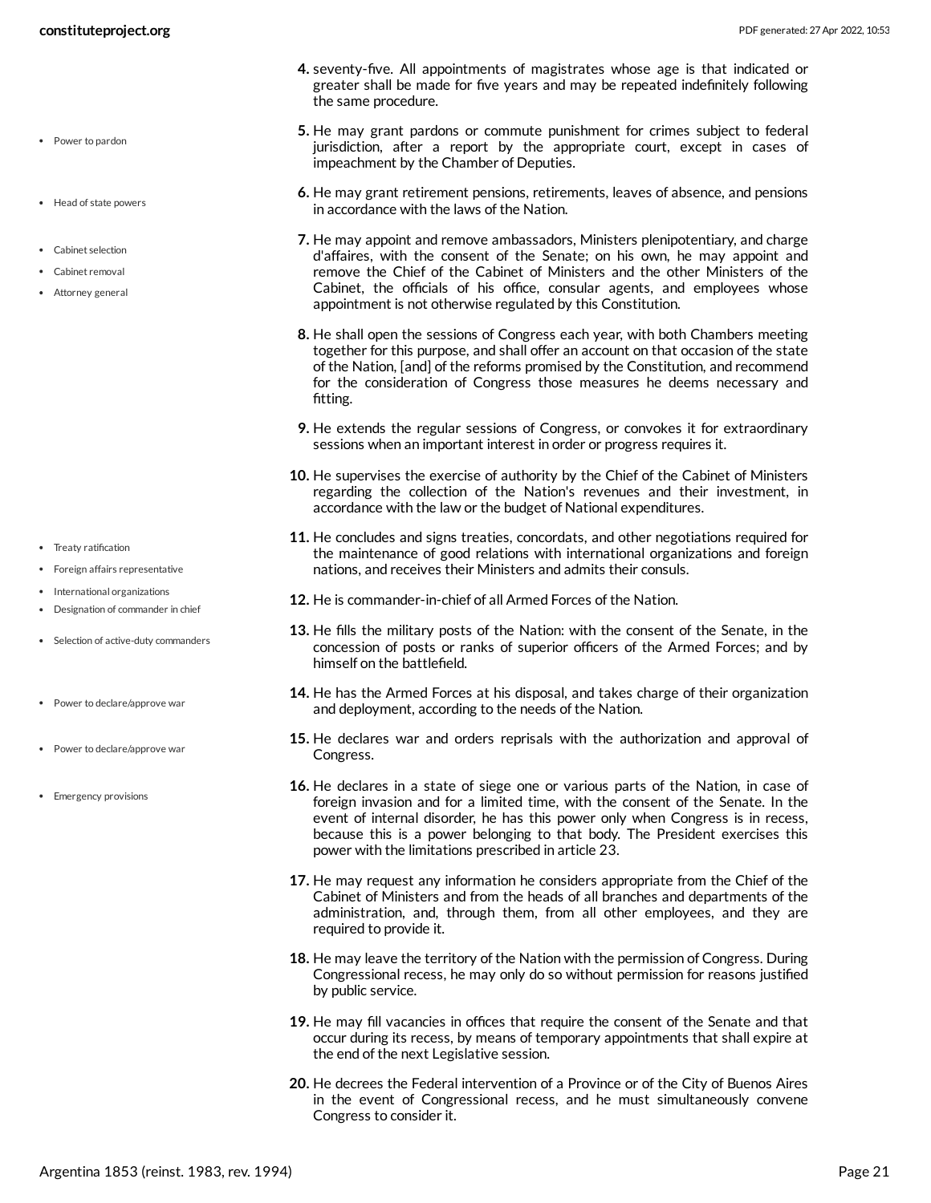4. seventy-five. All appointments of magistrates whose age is that indicated or greater shall be made for five years and may be repeated indefinitely following the same procedure.

5. He may grant pardons or commute punishment for crimes subject to federal jurisdiction, after a report by the appropriate court, except in cases of impeachment by the Chamber of Deputies.

6. He may grant retirement pensions, retirements, leaves of absence, and pensions in accordance with the laws of the Nation.

7. He may appoint and remove ambassadors, Ministers plenipotentiary, and charge d'affaires, with the consent of the Senate; on his own, he may appoint and remove the Chief of the Cabinet of Ministers and the other Ministers of the Cabinet, the officials of his office, consular agents, and employees whose appointment is not otherwise regulated by this Constitution.

8. He shall open the sessions of Congress each year, with both Chambers meeting together for this purpose, and shall offer an account on that occasion of the state of the Nation, [and] of the reforms promised by the Constitution, and recommend for the consideration of Congress those measures he deems necessary and fitting.

9. He extends the regular sessions of Congress, or convokes it for extraordinary sessions when an important interest in order or progress requires it.

10. He supervises the exercise of authority by the Chief of the Cabinet of Ministers regarding the collection of the Nation's revenues and their investment, in accordance with the law or the budget of National expenditures.

11. He concludes and signs treaties, concordats, and other negotiations required for the maintenance of good relations with international organizations and foreign nations, and receives their Ministers and admits their consuls.

12. He is commander-in-chief of all Armed Forces of the Nation.

13. He fills the military posts of the Nation: with the consent of the Senate, in the concession of posts or ranks of superior officers of the Armed Forces; and by himself on the battlefield.

14. He has the Armed Forces at his disposal, and takes charge of their organization and deployment, according to the needs of the Nation.

15. He declares war and orders reprisals with the authorization and approval of Congress.

16. He declares in a state of siege one or various parts of the Nation, in case of foreign invasion and for a limited time, with the consent of the Senate. In the event of internal disorder, he has this power only when Congress is in recess, because this is a power belonging to that body. The President exercises this power with the limitations prescribed in article 23.

17. He may request any information he considers appropriate from the Chief of the Cabinet of Ministers and from the heads of all branches and departments of the administration, and, through them, from all other employees, and they are required to provide it.

18. He may leave the territory of the Nation with the permission of Congress. During Congressional recess, he may only do so without permission for reasons justified by public service.

19. He may fill vacancies in offices that require the consent of the Senate and that occur during its recess, by means of temporary appointments that shall expire at the end of the next Legislative session.

20. He decrees the Federal intervention of a Province or of the City of Buenos Aires in the event of Congressional recess, and he must simultaneously convene Congress to consider it.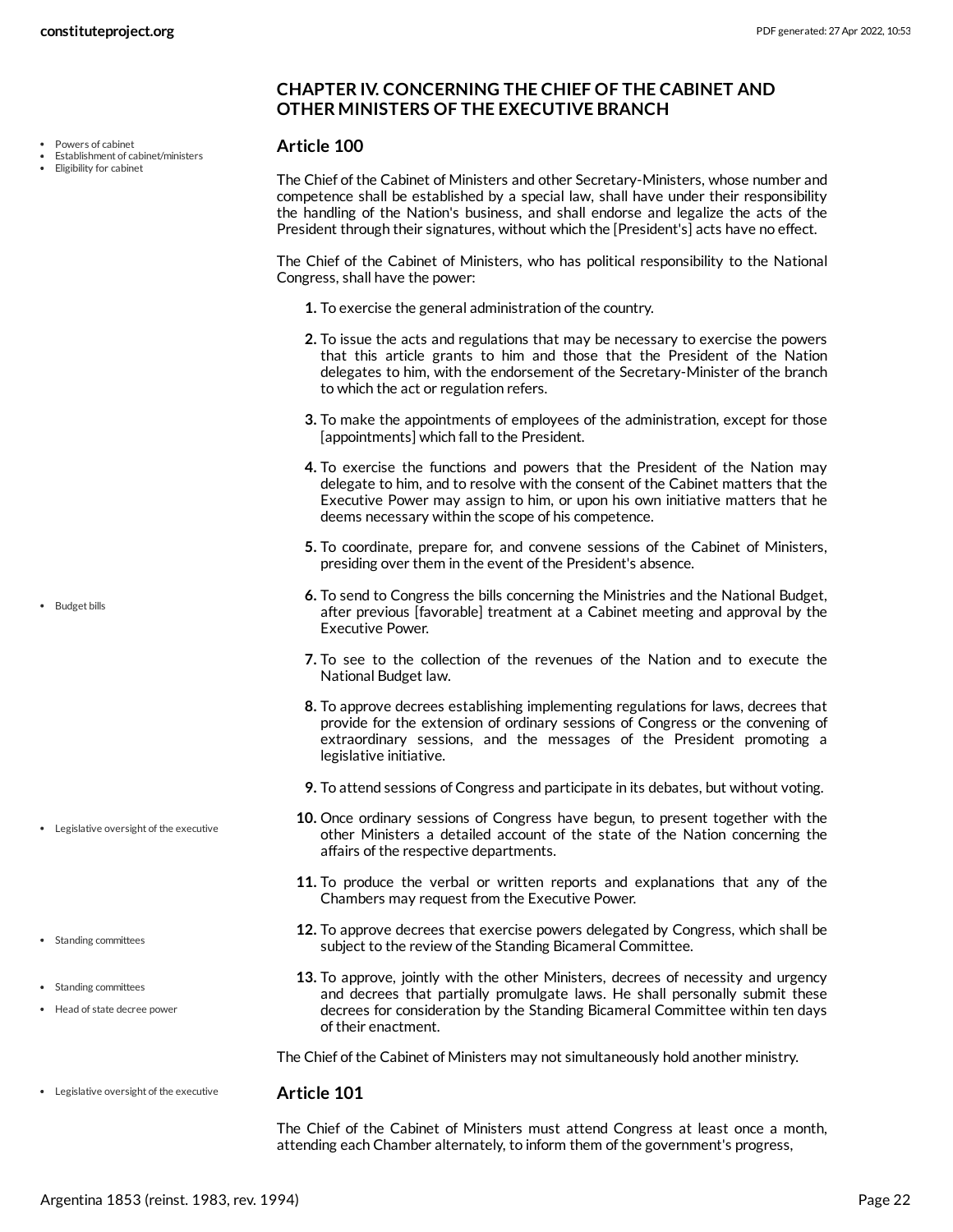## CHAPTER IV. CONCERNING THE CHIEF OF THE CABINET AND OTHER MINISTERS OF THE EXECUTIVE BRANCH

- Powers of cabinet
- Establishment of cabinet/ministers
- Eligibility for cabinet

### Article 100

The Chief of the Cabinet of Ministers and other Secretary-Ministers, whose number and competence shall be established by a special law, shall have under their responsibility the handling of the Nation's business, and shall endorse and legalize the acts of the President through their signatures, without which the [President's] acts have no effect.

The Chief of the Cabinet of Ministers, who has political responsibility to the National Congress, shall have the power:

1. To exercise the general administration of the country.
2. To issue the acts and regulations that may be necessary to exercise the powers that this article grants to him and those that the President of the Nation delegates to him, with the endorsement of the Secretary-Minister of the branch to which the act or regulation refers.
3. To make the appointments of employees of the administration, except for those [appointments] which fall to the President.
4. To exercise the functions and powers that the President of the Nation may delegate to him, and to resolve with the consent of the Cabinet matters that the Executive Power may assign to him, or upon his own initiative matters that he deems necessary within the scope of his competence.
5. To coordinate, prepare for, and convene sessions of the Cabinet of Ministers, presiding over them in the event of the President's absence.
6. To send to Congress the bills concerning the Ministries and the National Budget, after previous [favorable] treatment at a Cabinet meeting and approval by the Executive Power.
7. To see to the collection of the revenues of the Nation and to execute the National Budget law.
8. To approve decrees establishing implementing regulations for laws, decrees that provide for the extension of ordinary sessions of Congress or the convening of extraordinary sessions, and the messages of the President promoting a legislative initiative.
9. To attend sessions of Congress and participate in its debates, but without voting.
10. Once ordinary sessions of Congress have begun, to present together with the other Ministers a detailed account of the state of the Nation concerning the affairs of the respective departments.
11. To produce the verbal or written reports and explanations that any of the Chambers may request from the Executive Power.
12. To approve decrees that exercise powers delegated by Congress, which shall be subject to the review of the Standing Bicameral Committee.
13. To approve, jointly with the other Ministers, decrees of necessity and urgency and decrees that partially promulgate laws. He shall personally submit these decrees for consideration by the Standing Bicameral Committee within ten days of their enactment.

- Budget bills
- Legislative oversight of the executive
- Standing committees
- Head of state decree power

The Chief of the Cabinet of Ministers may not simultaneously hold another ministry.

- Legislative oversight of the executive

### Article 101

The Chief of the Cabinet of Ministers must attend Congress at least once a month, attending each Chamber alternately, to inform them of the government's progress,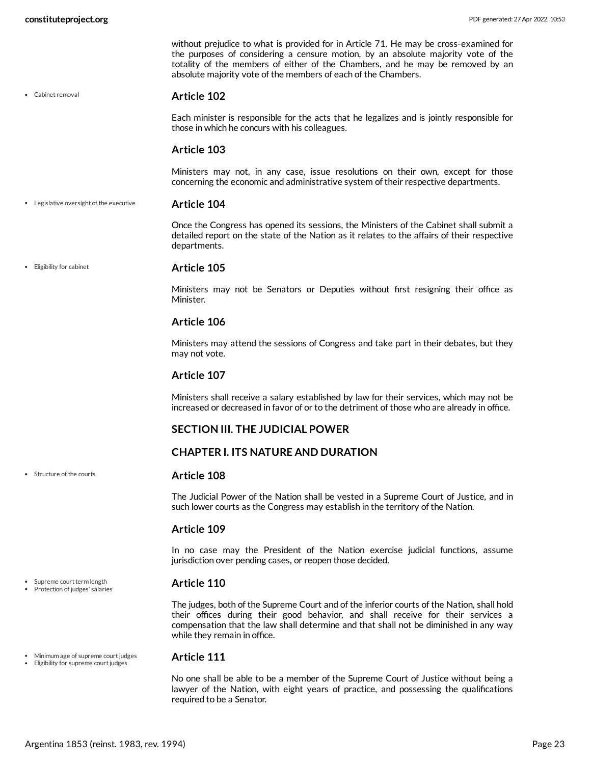without prejudice to what is provided for in Article 71. He may be cross-examined for the purposes of considering a censure motion, by an absolute majority vote of the totality of the members of either of the Chambers, and he may be removed by an absolute majority vote of the members of each of the Chambers.

- Cabinet removal

### Article 102

Each minister is responsible for the acts that he legalizes and is jointly responsible for those in which he concurs with his colleagues.

### Article 103

Ministers may not, in any case, issue resolutions on their own, except for those concerning the economic and administrative system of their respective departments.

- Legislative oversight of the executive

### Article 104

Once the Congress has opened its sessions, the Ministers of the Cabinet shall submit a detailed report on the state of the Nation as it relates to the affairs of their respective departments.

- Eligibility for cabinet

### Article 105

Ministers may not be Senators or Deputies without first resigning their office as Minister.

### Article 106

Ministers may attend the sessions of Congress and take part in their debates, but they may not vote.

### Article 107

Ministers shall receive a salary established by law for their services, which may not be increased or decreased in favor of or to the detriment of those who are already in office.

## SECTION III. THE JUDICIAL POWER

## CHAPTER I. ITS NATURE AND DURATION

- Structure of the courts

### Article 108

The Judicial Power of the Nation shall be vested in a Supreme Court of Justice, and in such lower courts as the Congress may establish in the territory of the Nation.

### Article 109

In no case may the President of the Nation exercise judicial functions, assume jurisdiction over pending cases, or reopen those decided.

- Supreme court term length
- Protection of judges' salaries

### Article 110

The judges, both of the Supreme Court and of the inferior courts of the Nation, shall hold their offices during their good behavior, and shall receive for their services a compensation that the law shall determine and that shall not be diminished in any way while they remain in office.

- Minimum age of supreme court judges
- Eligibility for supreme court judges

### Article 111

No one shall be able to be a member of the Supreme Court of Justice without being a lawyer of the Nation, with eight years of practice, and possessing the qualifications required to be a Senator.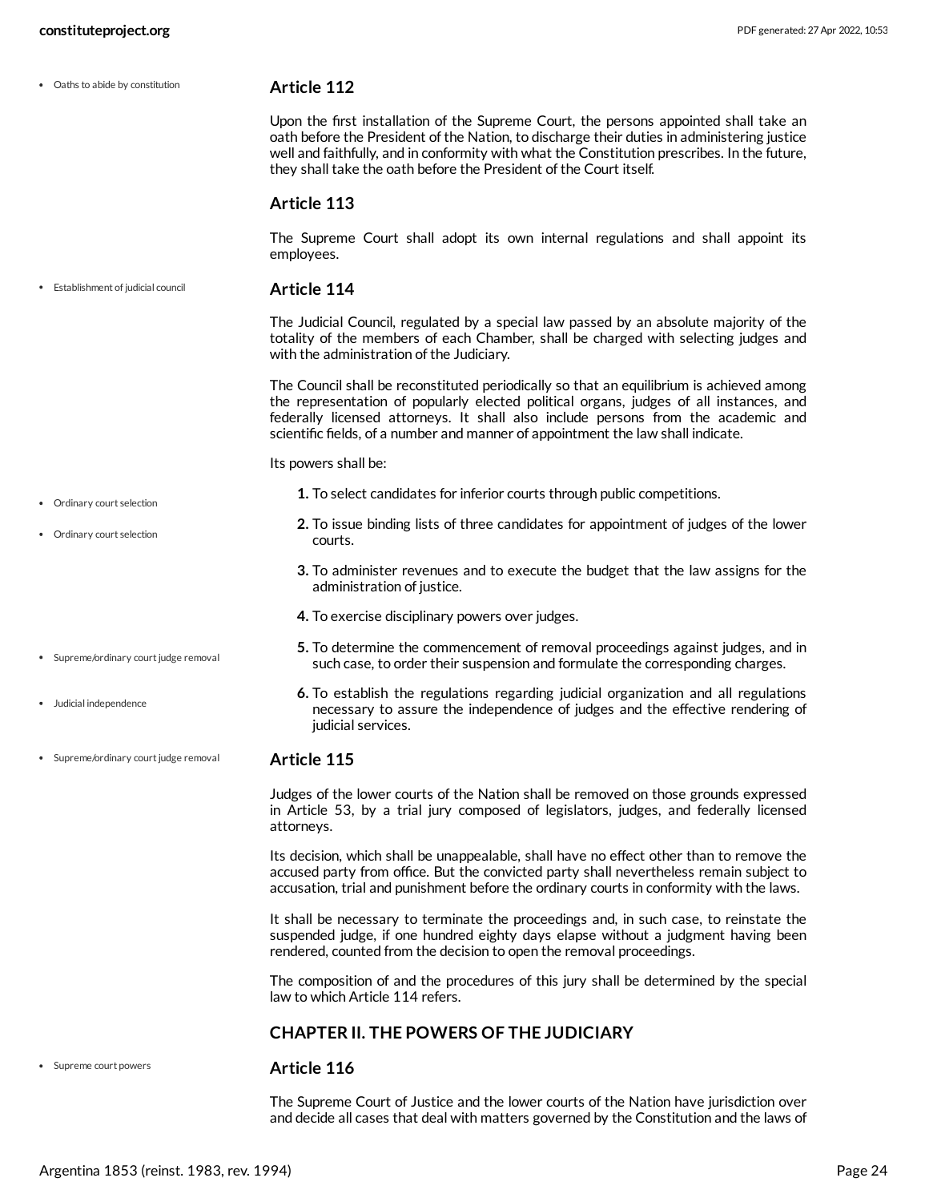- Oaths to abide by constitution

### Article 112

Upon the first installation of the Supreme Court, the persons appointed shall take an oath before the President of the Nation, to discharge their duties in administering justice well and faithfully, and in conformity with what the Constitution prescribes. In the future, they shall take the oath before the President of the Court itself.

### Article 113

The Supreme Court shall adopt its own internal regulations and shall appoint its employees.

- Establishment of judicial council

### Article 114

The Judicial Council, regulated by a special law passed by an absolute majority of the totality of the members of each Chamber, shall be charged with selecting judges and with the administration of the Judiciary.

The Council shall be reconstituted periodically so that an equilibrium is achieved among the representation of popularly elected political organs, judges of all instances, and federally licensed attorneys. It shall also include persons from the academic and scientific fields, of a number and manner of appointment the law shall indicate.

Its powers shall be:

- Ordinary court selection
- Ordinary court selection

1. To select candidates for inferior courts through public competitions.
2. To issue binding lists of three candidates for appointment of judges of the lower courts.
3. To administer revenues and to execute the budget that the law assigns for the administration of justice.
4. To exercise disciplinary powers over judges.
5. To determine the commencement of removal proceedings against judges, and in such case, to order their suspension and formulate the corresponding charges.
6. To establish the regulations regarding judicial organization and all regulations necessary to assure the independence of judges and the effective rendering of judicial services.

- Supreme/ordinary court judge removal
- Judicial independence
- Supreme/ordinary court judge removal

### Article 115

Judges of the lower courts of the Nation shall be removed on those grounds expressed in Article 53, by a trial jury composed of legislators, judges, and federally licensed attorneys.

Its decision, which shall be unappealable, shall have no effect other than to remove the accused party from office. But the convicted party shall nevertheless remain subject to accusation, trial and punishment before the ordinary courts in conformity with the laws.

It shall be necessary to terminate the proceedings and, in such case, to reinstate the suspended judge, if one hundred eighty days elapse without a judgment having been rendered, counted from the decision to open the removal proceedings.

The composition of and the procedures of this jury shall be determined by the special law to which Article 114 refers.

## CHAPTER II. THE POWERS OF THE JUDICIARY

- Supreme court powers

### Article 116

The Supreme Court of Justice and the lower courts of the Nation have jurisdiction over and decide all cases that deal with matters governed by the Constitution and the laws of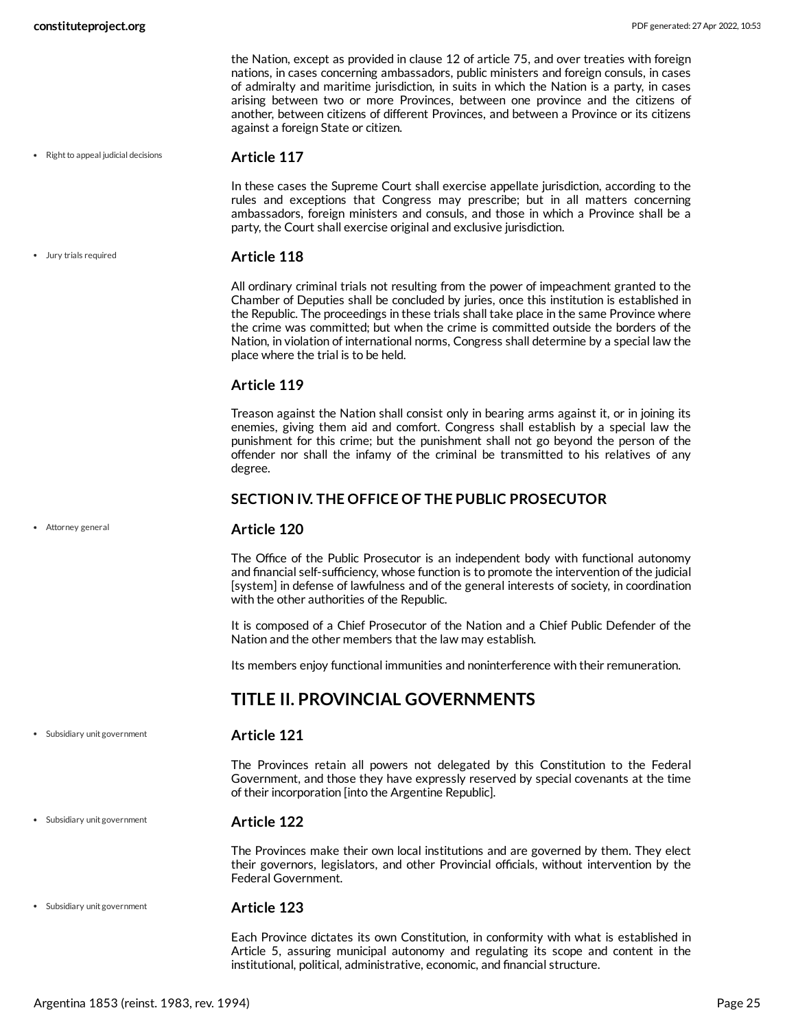the Nation, except as provided in clause 12 of article 75, and over treaties with foreign nations, in cases concerning ambassadors, public ministers and foreign consuls, in cases of admiralty and maritime jurisdiction, in suits in which the Nation is a party, in cases arising between two or more Provinces, between one province and the citizens of another, between citizens of different Provinces, and between a Province or its citizens against a foreign State or citizen.

- Right to appeal judicial decisions

### Article 117

In these cases the Supreme Court shall exercise appellate jurisdiction, according to the rules and exceptions that Congress may prescribe; but in all matters concerning ambassadors, foreign ministers and consuls, and those in which a Province shall be a party, the Court shall exercise original and exclusive jurisdiction.

- Jury trials required

### Article 118

All ordinary criminal trials not resulting from the power of impeachment granted to the Chamber of Deputies shall be concluded by juries, once this institution is established in the Republic. The proceedings in these trials shall take place in the same Province where the crime was committed; but when the crime is committed outside the borders of the Nation, in violation of international norms, Congress shall determine by a special law the place where the trial is to be held.

### Article 119

Treason against the Nation shall consist only in bearing arms against it, or in joining its enemies, giving them aid and comfort. Congress shall establish by a special law the punishment for this crime; but the punishment shall not go beyond the person of the offender nor shall the infamy of the criminal be transmitted to his relatives of any degree.

### SECTION IV. THE OFFICE OF THE PUBLIC PROSECUTOR

- Attorney general

### Article 120

The Office of the Public Prosecutor is an independent body with functional autonomy and financial self-sufficiency, whose function is to promote the intervention of the judicial [system] in defense of lawfulness and of the general interests of society, in coordination with the other authorities of the Republic.

It is composed of a Chief Prosecutor of the Nation and a Chief Public Defender of the Nation and the other members that the law may establish.

Its members enjoy functional immunities and noninterference with their remuneration.

## TITLE II. PROVINCIAL GOVERNMENTS

- Subsidiary unit government

### Article 121

The Provinces retain all powers not delegated by this Constitution to the Federal Government, and those they have expressly reserved by special covenants at the time of their incorporation [into the Argentine Republic].

- Subsidiary unit government

### Article 122

The Provinces make their own local institutions and are governed by them. They elect their governors, legislators, and other Provincial officials, without intervention by the Federal Government.

- Subsidiary unit government

### Article 123

Each Province dictates its own Constitution, in conformity with what is established in Article 5, assuring municipal autonomy and regulating its scope and content in the institutional, political, administrative, economic, and financial structure.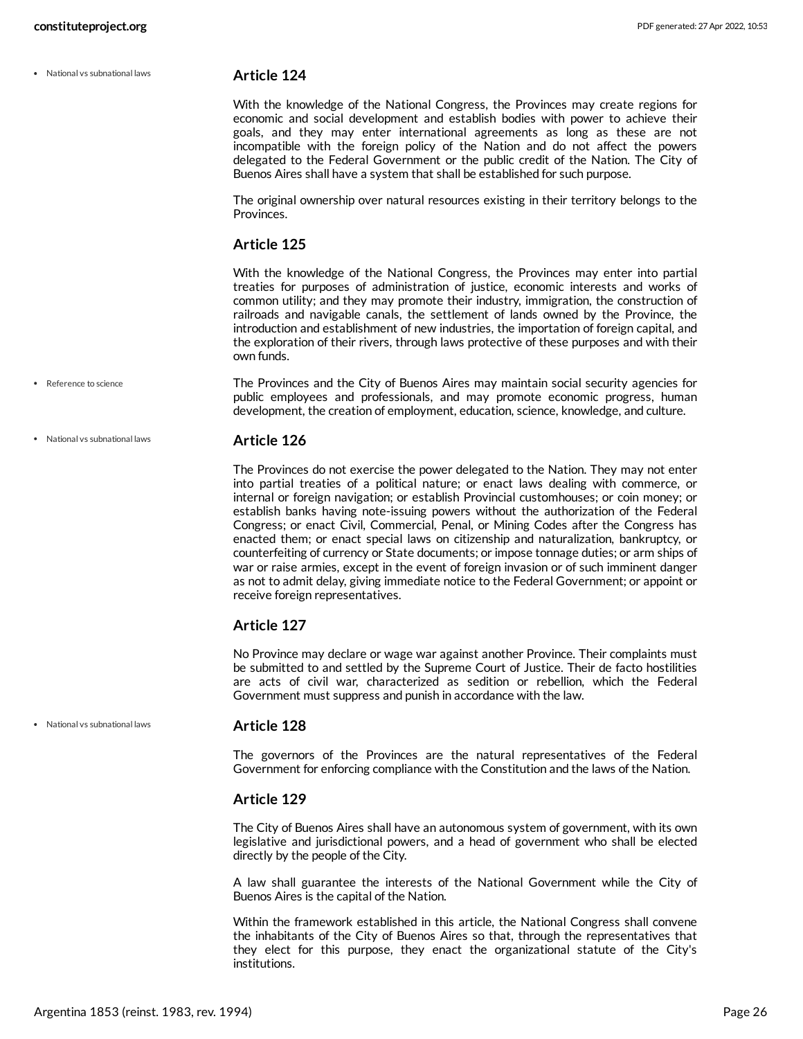### Article 124

With the knowledge of the National Congress, the Provinces may create regions for economic and social development and establish bodies with power to achieve their goals, and they may enter international agreements as long as these are not incompatible with the foreign policy of the Nation and do not affect the powers delegated to the Federal Government or the public credit of the Nation. The City of Buenos Aires shall have a system that shall be established for such purpose.

The original ownership over natural resources existing in their territory belongs to the Provinces.

### Article 125

With the knowledge of the National Congress, the Provinces may enter into partial treaties for purposes of administration of justice, economic interests and works of common utility; and they may promote their industry, immigration, the construction of railroads and navigable canals, the settlement of lands owned by the Province, the introduction and establishment of new industries, the importation of foreign capital, and the exploration of their rivers, through laws protective of these purposes and with their own funds.

The Provinces and the City of Buenos Aires may maintain social security agencies for public employees and professionals, and may promote economic progress, human development, the creation of employment, education, science, knowledge, and culture.

### Article 126

The Provinces do not exercise the power delegated to the Nation. They may not enter into partial treaties of a political nature; or enact laws dealing with commerce, or internal or foreign navigation; or establish Provincial customhouses; or coin money; or establish banks having note-issuing powers without the authorization of the Federal Congress; or enact Civil, Commercial, Penal, or Mining Codes after the Congress has enacted them; or enact special laws on citizenship and naturalization, bankruptcy, or counterfeiting of currency or State documents; or impose tonnage duties; or arm ships of war or raise armies, except in the event of foreign invasion or of such imminent danger as not to admit delay, giving immediate notice to the Federal Government; or appoint or receive foreign representatives.

### Article 127

No Province may declare or wage war against another Province. Their complaints must be submitted to and settled by the Supreme Court of Justice. Their de facto hostilities are acts of civil war, characterized as sedition or rebellion, which the Federal Government must suppress and punish in accordance with the law.

### Article 128

The governors of the Provinces are the natural representatives of the Federal Government for enforcing compliance with the Constitution and the laws of the Nation.

### Article 129

The City of Buenos Aires shall have an autonomous system of government, with its own legislative and jurisdictional powers, and a head of government who shall be elected directly by the people of the City.

A law shall guarantee the interests of the National Government while the City of Buenos Aires is the capital of the Nation.

Within the framework established in this article, the National Congress shall convene the inhabitants of the City of Buenos Aires so that, through the representatives that they elect for this purpose, they enact the organizational statute of the City's institutions.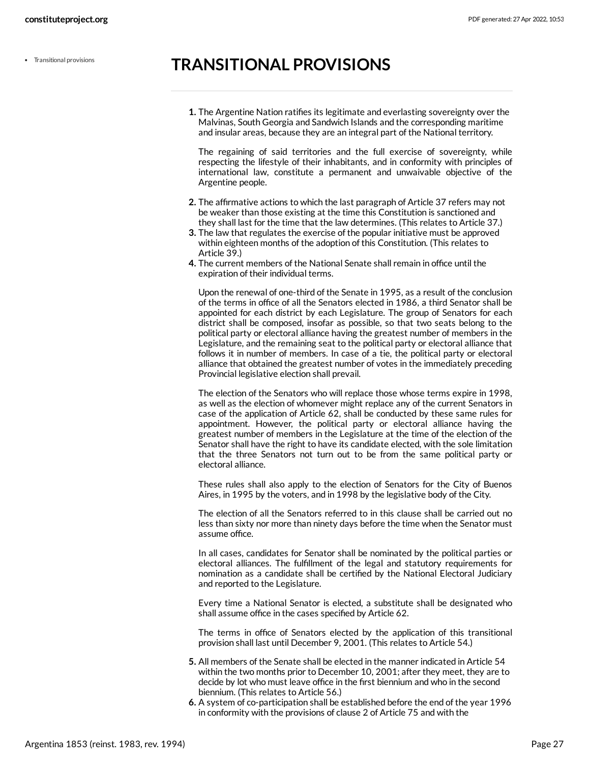# TRANSITIONAL PROVISIONS

1. The Argentine Nation ratifies its legitimate and everlasting sovereignty over the Malvinas, South Georgia and Sandwich Islands and the corresponding maritime and insular areas, because they are an integral part of the National territory.

   The regaining of said territories and the full exercise of sovereignty, while respecting the lifestyle of their inhabitants, and in conformity with principles of international law, constitute a permanent and unwaivable objective of the Argentine people.

2. The affirmative actions to which the last paragraph of Article 37 refers may not be weaker than those existing at the time this Constitution is sanctioned and they shall last for the time that the law determines. (This relates to Article 37.)
3. The law that regulates the exercise of the popular initiative must be approved within eighteen months of the adoption of this Constitution. (This relates to Article 39.)
4. The current members of the National Senate shall remain in office until the expiration of their individual terms.

   Upon the renewal of one-third of the Senate in 1995, as a result of the conclusion of the terms in office of all the Senators elected in 1986, a third Senator shall be appointed for each district by each Legislature. The group of Senators for each district shall be composed, insofar as possible, so that two seats belong to the political party or electoral alliance having the greatest number of members in the Legislature, and the remaining seat to the political party or electoral alliance that follows it in number of members. In case of a tie, the political party or electoral alliance that obtained the greatest number of votes in the immediately preceding Provincial legislative election shall prevail.

   The election of the Senators who will replace those whose terms expire in 1998, as well as the election of whomever might replace any of the current Senators in case of the application of Article 62, shall be conducted by these same rules for appointment. However, the political party or electoral alliance having the greatest number of members in the Legislature at the time of the election of the Senator shall have the right to have its candidate elected, with the sole limitation that the three Senators not turn out to be from the same political party or electoral alliance.

   These rules shall also apply to the election of Senators for the City of Buenos Aires, in 1995 by the voters, and in 1998 by the legislative body of the City.

   The election of all the Senators referred to in this clause shall be carried out no less than sixty nor more than ninety days before the time when the Senator must assume office.

   In all cases, candidates for Senator shall be nominated by the political parties or electoral alliances. The fulfillment of the legal and statutory requirements for nomination as a candidate shall be certified by the National Electoral Judiciary and reported to the Legislature.

   Every time a National Senator is elected, a substitute shall be designated who shall assume office in the cases specified by Article 62.

   The terms in office of Senators elected by the application of this transitional provision shall last until December 9, 2001. (This relates to Article 54.)

5. All members of the Senate shall be elected in the manner indicated in Article 54 within the two months prior to December 10, 2001; after they meet, they are to decide by lot who must leave office in the first biennium and who in the second biennium. (This relates to Article 56.)
6. A system of co-participation shall be established before the end of the year 1996 in conformity with the provisions of clause 2 of Article 75 and with the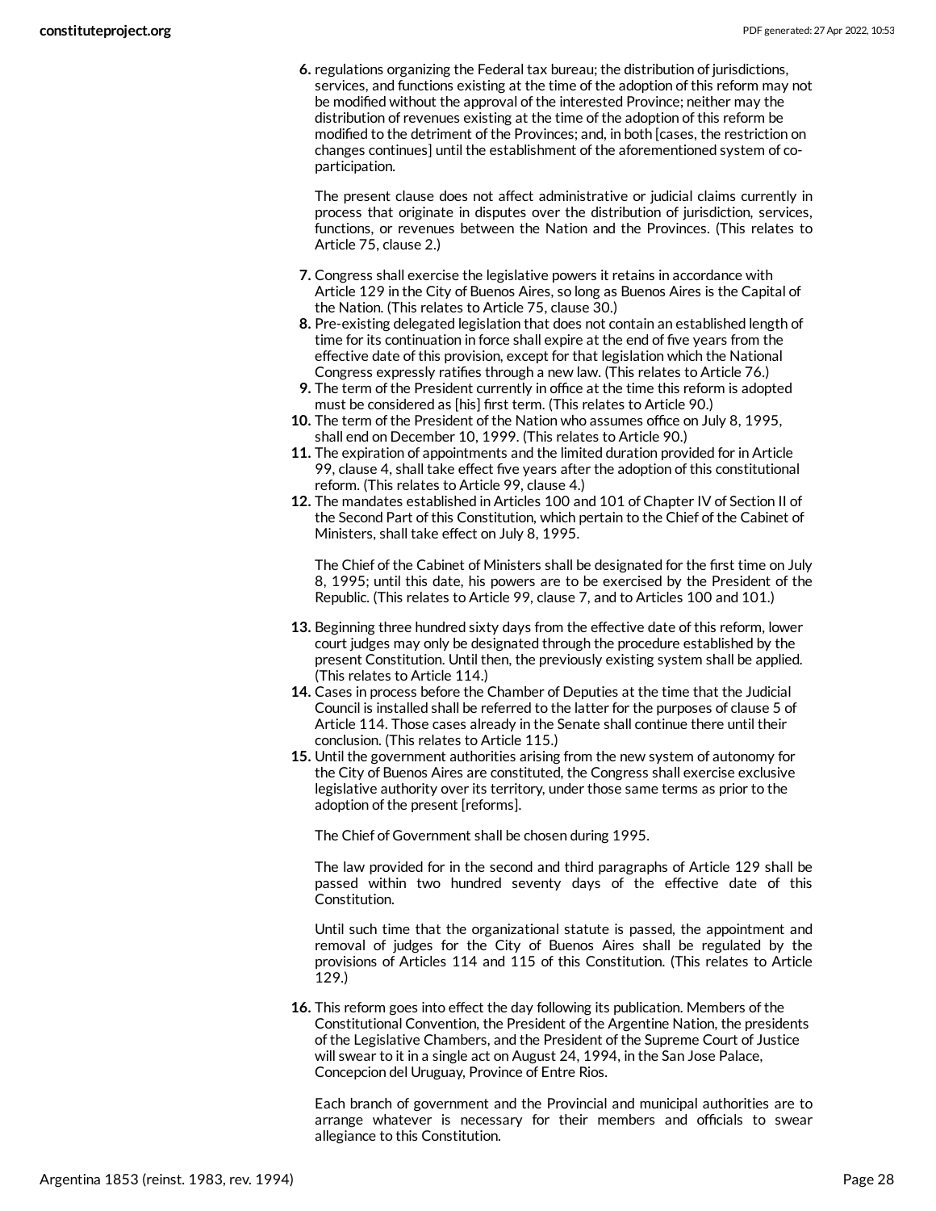6. regulations organizing the Federal tax bureau; the distribution of jurisdictions, services, and functions existing at the time of the adoption of this reform may not be modified without the approval of the interested Province; neither may the distribution of revenues existing at the time of the adoption of this reform be modified to the detriment of the Provinces; and, in both [cases, the restriction on changes continues] until the establishment of the aforementioned system of co-participation.

   The present clause does not affect administrative or judicial claims currently in process that originate in disputes over the distribution of jurisdiction, services, functions, or revenues between the Nation and the Provinces. (This relates to Article 75, clause 2.)

7. Congress shall exercise the legislative powers it retains in accordance with Article 129 in the City of Buenos Aires, so long as Buenos Aires is the Capital of the Nation. (This relates to Article 75, clause 30.)
8. Pre-existing delegated legislation that does not contain an established length of time for its continuation in force shall expire at the end of five years from the effective date of this provision, except for that legislation which the National Congress expressly ratifies through a new law. (This relates to Article 76.)
9. The term of the President currently in office at the time this reform is adopted must be considered as [his] first term. (This relates to Article 90.)
10. The term of the President of the Nation who assumes office on July 8, 1995, shall end on December 10, 1999. (This relates to Article 90.)
11. The expiration of appointments and the limited duration provided for in Article 99, clause 4, shall take effect five years after the adoption of this constitutional reform. (This relates to Article 99, clause 4.)
12. The mandates established in Articles 100 and 101 of Chapter IV of Section II of the Second Part of this Constitution, which pertain to the Chief of the Cabinet of Ministers, shall take effect on July 8, 1995.

    The Chief of the Cabinet of Ministers shall be designated for the first time on July 8, 1995; until this date, his powers are to be exercised by the President of the Republic. (This relates to Article 99, clause 7, and to Articles 100 and 101.)

13. Beginning three hundred sixty days from the effective date of this reform, lower court judges may only be designated through the procedure established by the present Constitution. Until then, the previously existing system shall be applied. (This relates to Article 114.)
14. Cases in process before the Chamber of Deputies at the time that the Judicial Council is installed shall be referred to the latter for the purposes of clause 5 of Article 114. Those cases already in the Senate shall continue there until their conclusion. (This relates to Article 115.)
15. Until the government authorities arising from the new system of autonomy for the City of Buenos Aires are constituted, the Congress shall exercise exclusive legislative authority over its territory, under those same terms as prior to the adoption of the present [reforms].

    The Chief of Government shall be chosen during 1995.

    The law provided for in the second and third paragraphs of Article 129 shall be passed within two hundred seventy days of the effective date of this Constitution.

    Until such time that the organizational statute is passed, the appointment and removal of judges for the City of Buenos Aires shall be regulated by the provisions of Articles 114 and 115 of this Constitution. (This relates to Article 129.)

16. This reform goes into effect the day following its publication. Members of the Constitutional Convention, the President of the Argentine Nation, the presidents of the Legislative Chambers, and the President of the Supreme Court of Justice will swear to it in a single act on August 24, 1994, in the San Jose Palace, Concepcion del Uruguay, Province of Entre Rios.

    Each branch of government and the Provincial and municipal authorities are to arrange whatever is necessary for their members and officials to swear allegiance to this Constitution.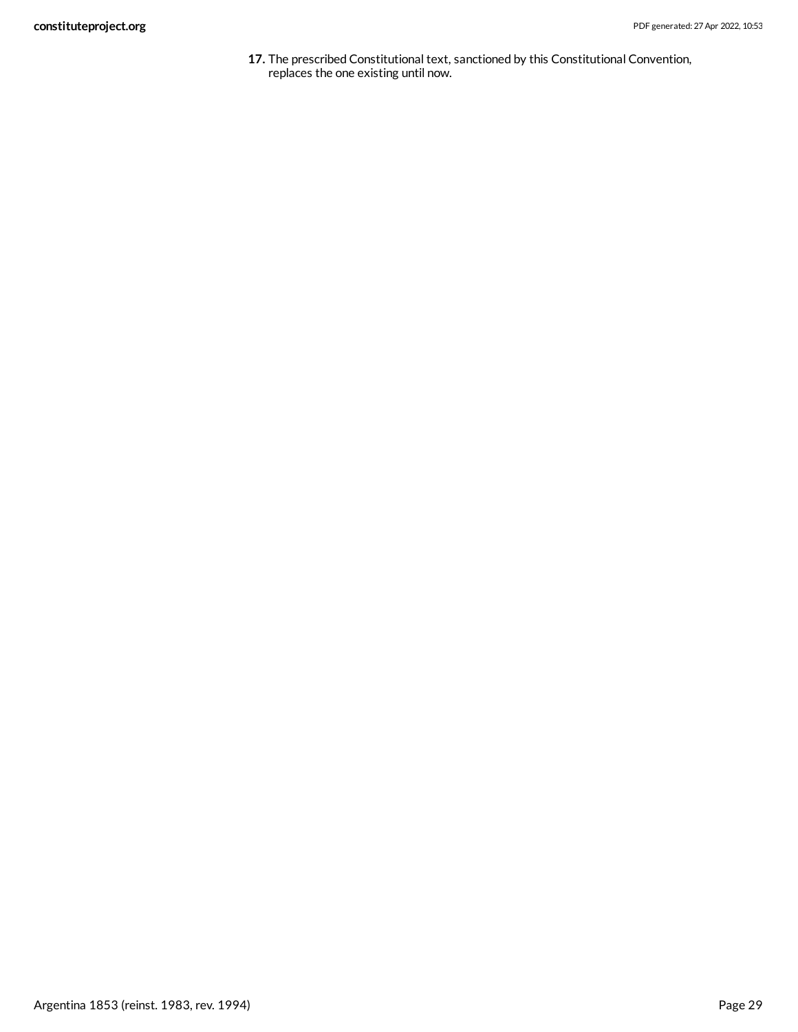17. The prescribed Constitutional text, sanctioned by this Constitutional Convention, replaces the one existing until now.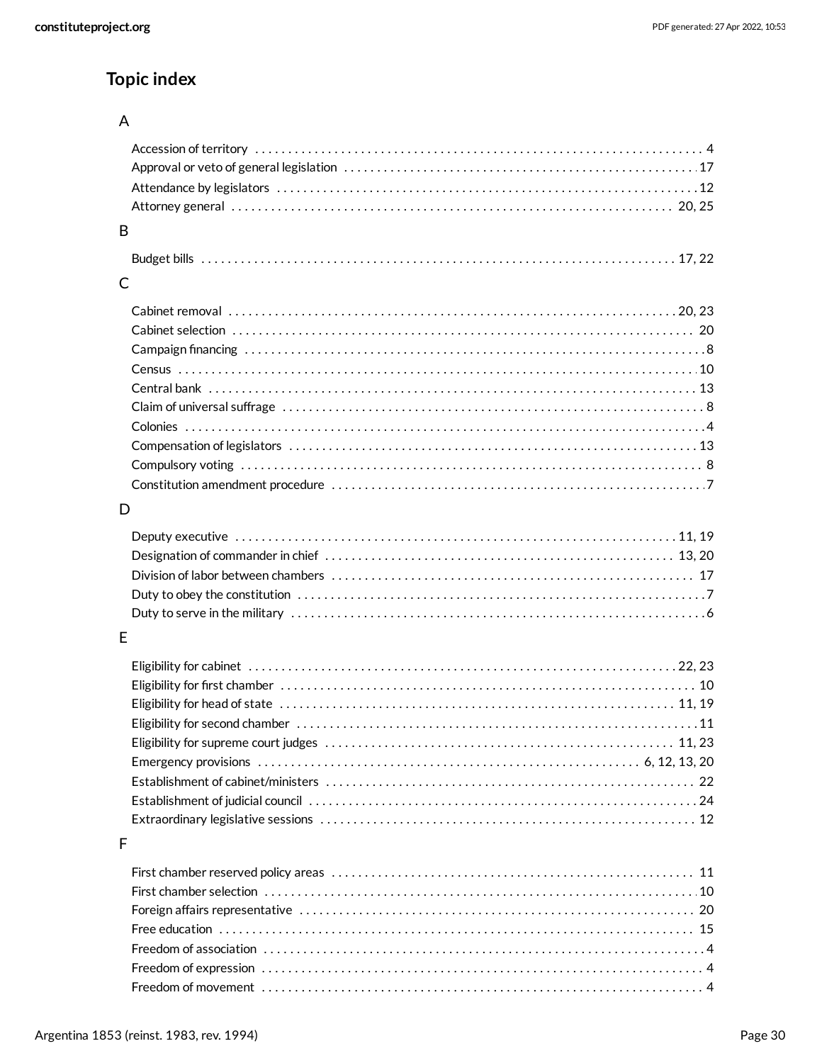# Topic index

## A

- Accession of territory . . . . . . . . . . 4
- Approval or veto of general legislation . . . . . . . . . . 17
- Attendance by legislators . . . . . . . . . . 12
- Attorney general . . . . . . . . . . 20, 25

## B

- Budget bills . . . . . . . . . . 17, 22

## C

- Cabinet removal . . . . . . . . . . 20, 23
- Cabinet selection . . . . . . . . . . 20
- Campaign financing . . . . . . . . . . 8
- Census . . . . . . . . . . 10
- Central bank . . . . . . . . . . 13
- Claim of universal suffrage . . . . . . . . . . 8
- Colonies . . . . . . . . . . 4
- Compensation of legislators . . . . . . . . . . 13
- Compulsory voting . . . . . . . . . . 8
- Constitution amendment procedure . . . . . . . . . . 7

## D

- Deputy executive . . . . . . . . . . 11, 19
- Designation of commander in chief . . . . . . . . . . 13, 20
- Division of labor between chambers . . . . . . . . . . 17
- Duty to obey the constitution . . . . . . . . . . 7
- Duty to serve in the military . . . . . . . . . . 6

## E

- Eligibility for cabinet . . . . . . . . . . 22, 23
- Eligibility for first chamber . . . . . . . . . . 10
- Eligibility for head of state . . . . . . . . . . 11, 19
- Eligibility for second chamber . . . . . . . . . . 11
- Eligibility for supreme court judges . . . . . . . . . . 11, 23
- Emergency provisions . . . . . . . . . . 6, 12, 13, 20
- Establishment of cabinet/ministers . . . . . . . . . . 22
- Establishment of judicial council . . . . . . . . . . 24
- Extraordinary legislative sessions . . . . . . . . . . 12

## F

- First chamber reserved policy areas . . . . . . . . . . 11
- First chamber selection . . . . . . . . . . 10
- Foreign affairs representative . . . . . . . . . . 20
- Free education . . . . . . . . . . 15
- Freedom of association . . . . . . . . . . 4
- Freedom of expression . . . . . . . . . . 4
- Freedom of movement . . . . . . . . . . 4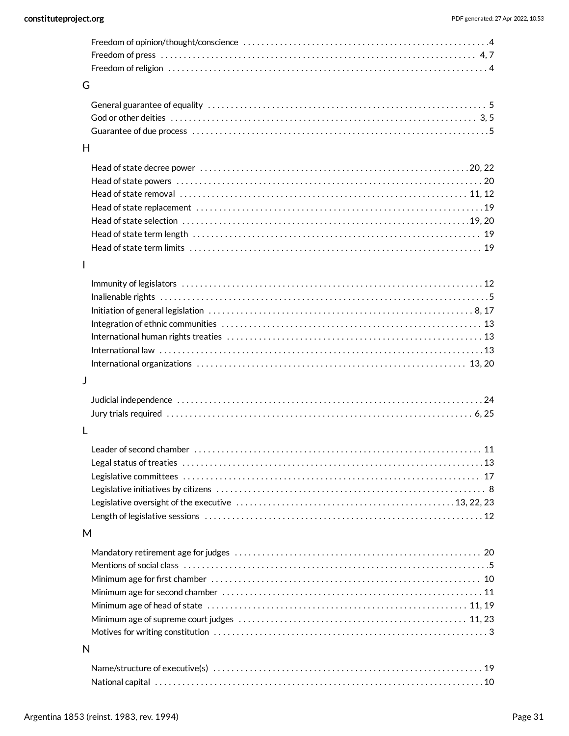- Freedom of opinion/thought/conscience . . . . . . . . . . 4
- Freedom of press . . . . . . . . . . 4, 7
- Freedom of religion . . . . . . . . . . 4

## G

- General guarantee of equality . . . . . . . . . . 5
- God or other deities . . . . . . . . . . 3, 5
- Guarantee of due process . . . . . . . . . . 5

## H

- Head of state decree power . . . . . . . . . . 20, 22
- Head of state powers . . . . . . . . . . 20
- Head of state removal . . . . . . . . . . 11, 12
- Head of state replacement . . . . . . . . . . 19
- Head of state selection . . . . . . . . . . 19, 20
- Head of state term length . . . . . . . . . . 19
- Head of state term limits . . . . . . . . . . 19

## I

- Immunity of legislators . . . . . . . . . . 12
- Inalienable rights . . . . . . . . . . 5
- Initiation of general legislation . . . . . . . . . . 8, 17
- Integration of ethnic communities . . . . . . . . . . 13
- International human rights treaties . . . . . . . . . . 13
- International law . . . . . . . . . . 13
- International organizations . . . . . . . . . . 13, 20

## J

- Judicial independence . . . . . . . . . . 24
- Jury trials required . . . . . . . . . . 6, 25

## L

- Leader of second chamber . . . . . . . . . . 11
- Legal status of treaties . . . . . . . . . . 13
- Legislative committees . . . . . . . . . . 17
- Legislative initiatives by citizens . . . . . . . . . . 8
- Legislative oversight of the executive . . . . . . . . . . 13, 22, 23
- Length of legislative sessions . . . . . . . . . . 12

## M

- Mandatory retirement age for judges . . . . . . . . . . 20
- Mentions of social class . . . . . . . . . . 5
- Minimum age for first chamber . . . . . . . . . . 10
- Minimum age for second chamber . . . . . . . . . . 11
- Minimum age of head of state . . . . . . . . . . 11, 19
- Minimum age of supreme court judges . . . . . . . . . . 11, 23
- Motives for writing constitution . . . . . . . . . . 3

## N

- Name/structure of executive(s) . . . . . . . . . . 19
- National capital . . . . . . . . . . 10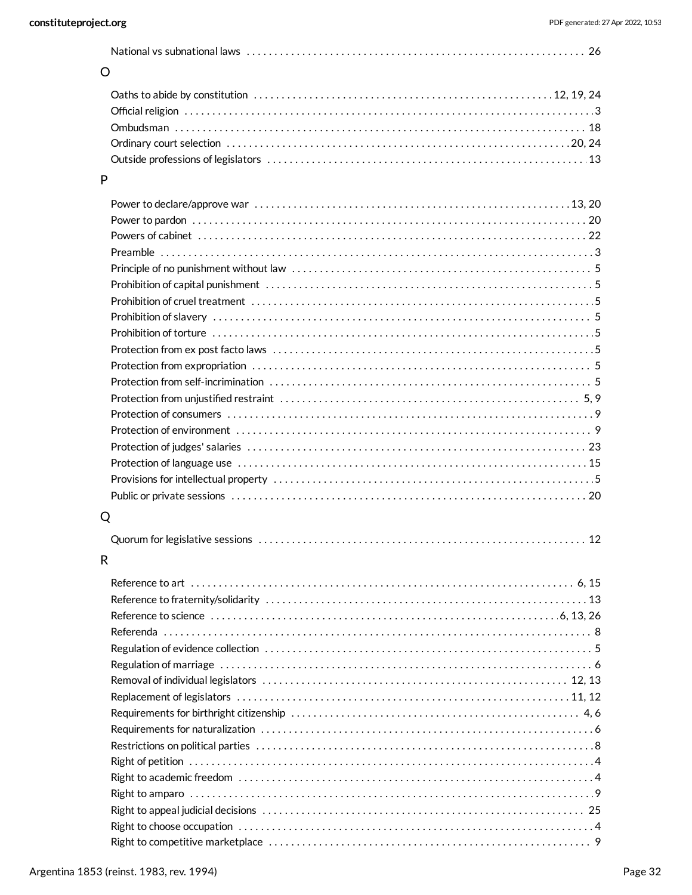National vs subnational laws . . . . . . . . . . 26

## O

Oaths to abide by constitution . . . . . . . . . . 12, 19, 24
Official religion . . . . . . . . . . 3
Ombudsman . . . . . . . . . . 18
Ordinary court selection . . . . . . . . . . 20, 24
Outside professions of legislators . . . . . . . . . . 13

## P

Power to declare/approve war . . . . . . . . . . 13, 20
Power to pardon . . . . . . . . . . 20
Powers of cabinet . . . . . . . . . . 22
Preamble . . . . . . . . . . 3
Principle of no punishment without law . . . . . . . . . . 5
Prohibition of capital punishment . . . . . . . . . . 5
Prohibition of cruel treatment . . . . . . . . . . 5
Prohibition of slavery . . . . . . . . . . 5
Prohibition of torture . . . . . . . . . . 5
Protection from ex post facto laws . . . . . . . . . . 5
Protection from expropriation . . . . . . . . . . 5
Protection from self-incrimination . . . . . . . . . . 5
Protection from unjustified restraint . . . . . . . . . . 5, 9
Protection of consumers . . . . . . . . . . 9
Protection of environment . . . . . . . . . . 9
Protection of judges' salaries . . . . . . . . . . 23
Protection of language use . . . . . . . . . . 15
Provisions for intellectual property . . . . . . . . . . 5
Public or private sessions . . . . . . . . . . 20

## Q

Quorum for legislative sessions . . . . . . . . . . 12

## R

Reference to art . . . . . . . . . . 6, 15
Reference to fraternity/solidarity . . . . . . . . . . 13
Reference to science . . . . . . . . . . 6, 13, 26
Referenda . . . . . . . . . . 8
Regulation of evidence collection . . . . . . . . . . 5
Regulation of marriage . . . . . . . . . . 6
Removal of individual legislators . . . . . . . . . . 12, 13
Replacement of legislators . . . . . . . . . . 11, 12
Requirements for birthright citizenship . . . . . . . . . . 4, 6
Requirements for naturalization . . . . . . . . . . 6
Restrictions on political parties . . . . . . . . . . 8
Right of petition . . . . . . . . . . 4
Right to academic freedom . . . . . . . . . . 4
Right to amparo . . . . . . . . . . 9
Right to appeal judicial decisions . . . . . . . . . . 25
Right to choose occupation . . . . . . . . . . 4
Right to competitive marketplace . . . . . . . . . . 9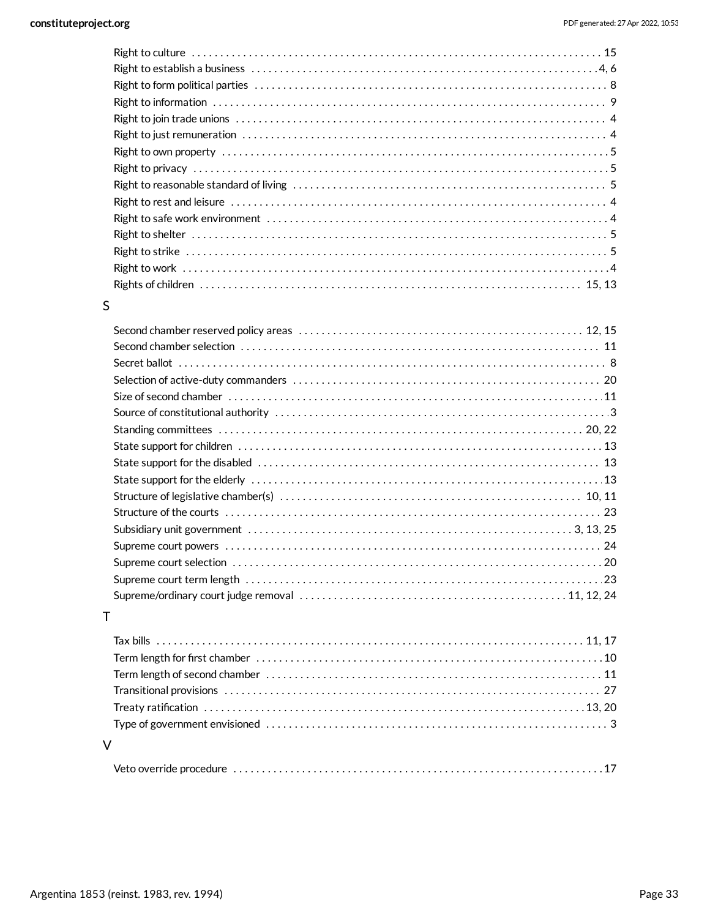Right to culture ........................................................................ 15
Right to establish a business ........................................................ 4, 6
Right to form political parties ...................................................... 8
Right to information .................................................................. 9
Right to join trade unions ............................................................ 4
Right to just remuneration ............................................................ 4
Right to own property .................................................................. 5
Right to privacy ........................................................................ 5
Right to reasonable standard of living ............................................ 5
Right to rest and leisure .............................................................. 4
Right to safe work environment ..................................................... 4
Right to shelter ......................................................................... 5
Right to strike .......................................................................... 5
Right to work ............................................................................ 4
Rights of children ....................................................................... 15, 13

## S

Second chamber reserved policy areas ............................................. 12, 15
Second chamber selection ............................................................ 11
Secret ballot ............................................................................ 8
Selection of active-duty commanders ................................................ 20
Size of second chamber ................................................................ 11
Source of constitutional authority .................................................... 3
Standing committees .................................................................. 20, 22
State support for children ............................................................ 13
State support for the disabled ........................................................ 13
State support for the elderly .......................................................... 13
Structure of legislative chamber(s) ................................................. 10, 11
Structure of the courts ................................................................. 23
Subsidiary unit government .......................................................... 3, 13, 25
Supreme court powers .................................................................. 24
Supreme court selection ............................................................... 20
Supreme court term length ............................................................ 23
Supreme/ordinary court judge removal ............................................. 11, 12, 24

## T

Tax bills .................................................................................. 11, 17
Term length for first chamber ........................................................ 10
Term length of second chamber ..................................................... 11
Transitional provisions ................................................................ 27
Treaty ratification ...................................................................... 13, 20
Type of government envisioned ..................................................... 3

## V

Veto override procedure ................................................................ 17